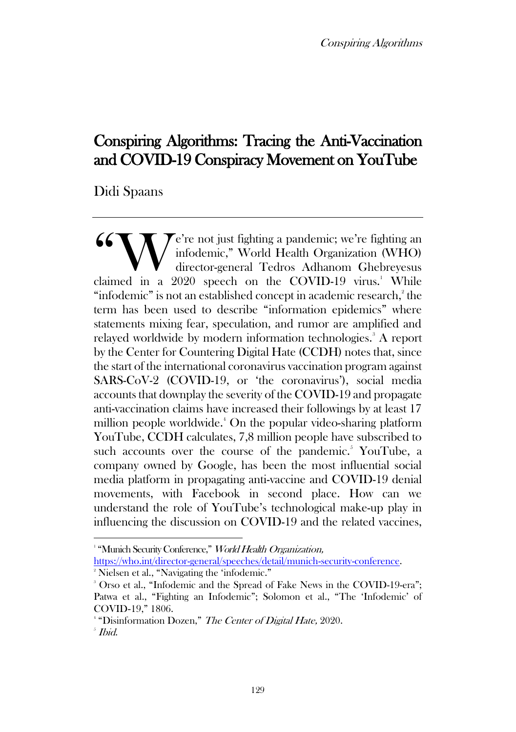# Conspiring Algorithms: Tracing the Anti-Vaccination and COVID-19 Conspiracy Movement on YouTube

Didi Spaans

---

"We're not just fighting a pandemic; we're fighting an infodemic," World Health Organization (WHO) director-general Tedros Adhanom Ghebreyesus claimed in a 2020 speech on the COVID-19 virus.[1] While "infodemic" is not an established concept in academic research,[2] the term has been used to describe "information epidemics" where statements mixing fear, speculation, and rumor are amplified and relayed worldwide by modern information technologies.[3] A report by the Center for Countering Digital Hate (CCDH) notes that, since the start of the international coronavirus vaccination program against SARS-CoV-2 (COVID-19, or 'the coronavirus'), social media accounts that downplay the severity of the COVID-19 and propagate anti-vaccination claims have increased their followings by at least 17 million people worldwide.[4] On the popular video-sharing platform YouTube, CCDH calculates, 7,8 million people have subscribed to such accounts over the course of the pandemic.[5] YouTube, a company owned by Google, has been the most influential social media platform in propagating anti-vaccine and COVID-19 denial movements, with Facebook in second place. How can we understand the role of YouTube's technological make-up play in influencing the discussion on COVID-19 and the related vaccines,

---

[1] "Munich Security Conference," *World Health Organization,* https://who.int/director-general/speeches/detail/munich-security-conference.

[2] Nielsen et al., "Navigating the 'infodemic.'"

[3] Orso et al., "Infodemic and the Spread of Fake News in the COVID-19-era"; Patwa et al., "Fighting an Infodemic"; Solomon et al., "The 'Infodemic' of COVID-19," 1806.

[4] "Disinformation Dozen," *The Center of Digital Hate,* 2020.

[5] *Ibid.*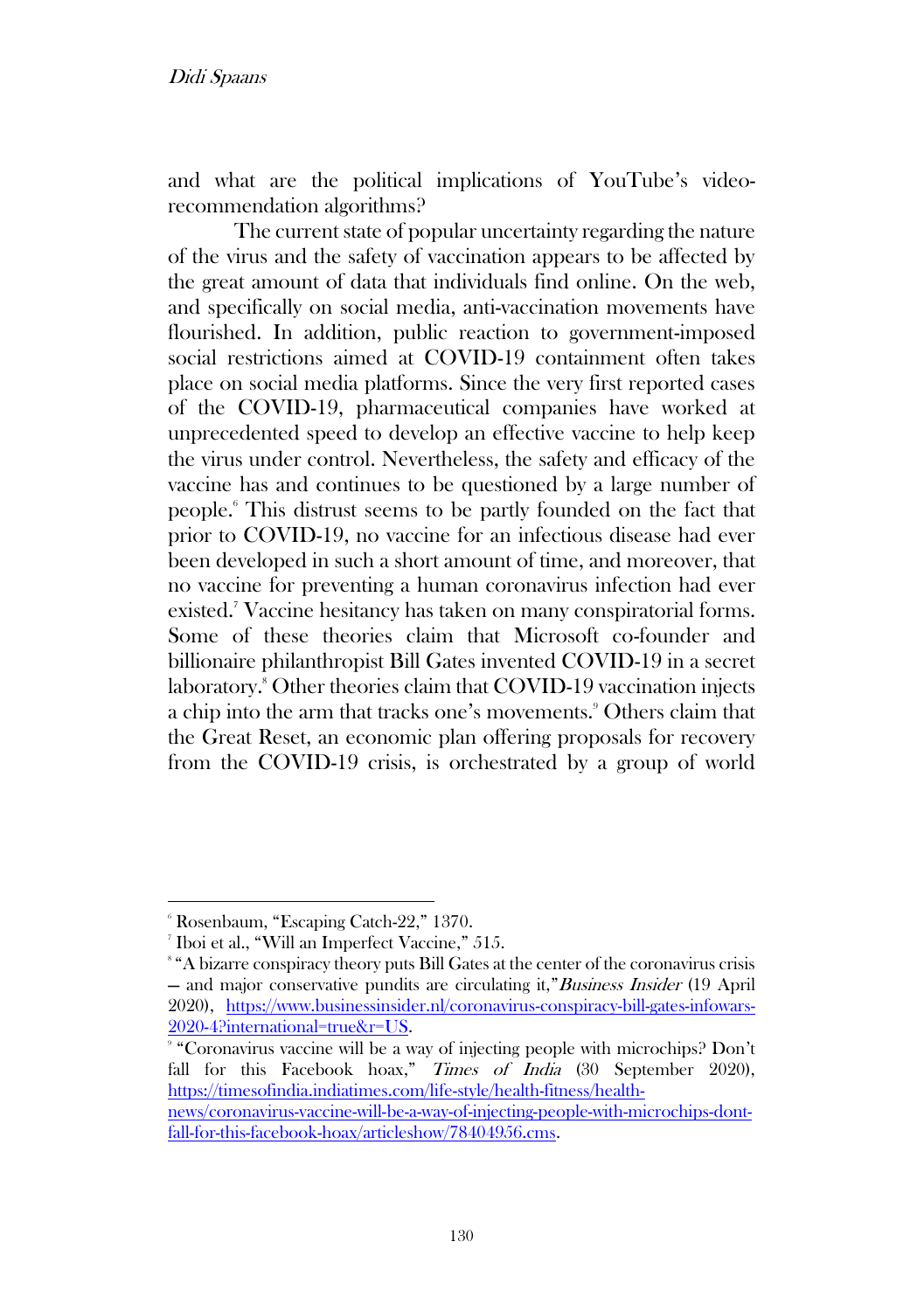and what are the political implications of YouTube's video-recommendation algorithms?

The current state of popular uncertainty regarding the nature of the virus and the safety of vaccination appears to be affected by the great amount of data that individuals find online. On the web, and specifically on social media, anti-vaccination movements have flourished. In addition, public reaction to government-imposed social restrictions aimed at COVID-19 containment often takes place on social media platforms. Since the very first reported cases of the COVID-19, pharmaceutical companies have worked at unprecedented speed to develop an effective vaccine to help keep the virus under control. Nevertheless, the safety and efficacy of the vaccine has and continues to be questioned by a large number of people.[6] This distrust seems to be partly founded on the fact that prior to COVID-19, no vaccine for an infectious disease had ever been developed in such a short amount of time, and moreover, that no vaccine for preventing a human coronavirus infection had ever existed.[7] Vaccine hesitancy has taken on many conspiratorial forms. Some of these theories claim that Microsoft co-founder and billionaire philanthropist Bill Gates invented COVID-19 in a secret laboratory.[8] Other theories claim that COVID-19 vaccination injects a chip into the arm that tracks one's movements.[9] Others claim that the Great Reset, an economic plan offering proposals for recovery from the COVID-19 crisis, is orchestrated by a group of world

---

[6] Rosenbaum, "Escaping Catch-22," 1370.

[7] Iboi et al., "Will an Imperfect Vaccine," 515.

[8] "A bizarre conspiracy theory puts Bill Gates at the center of the coronavirus crisis – and major conservative pundits are circulating it," *Business Insider* (19 April 2020), https://www.businessinsider.nl/coronavirus-conspiracy-bill-gates-infowars-2020-4?international=true&r=US.

[9] "Coronavirus vaccine will be a way of injecting people with microchips? Don't fall for this Facebook hoax," *Times of India* (30 September 2020), https://timesofindia.indiatimes.com/life-style/health-fitness/health-news/coronavirus-vaccine-will-be-a-way-of-injecting-people-with-microchips-dont-fall-for-this-facebook-hoax/articleshow/78404956.cms.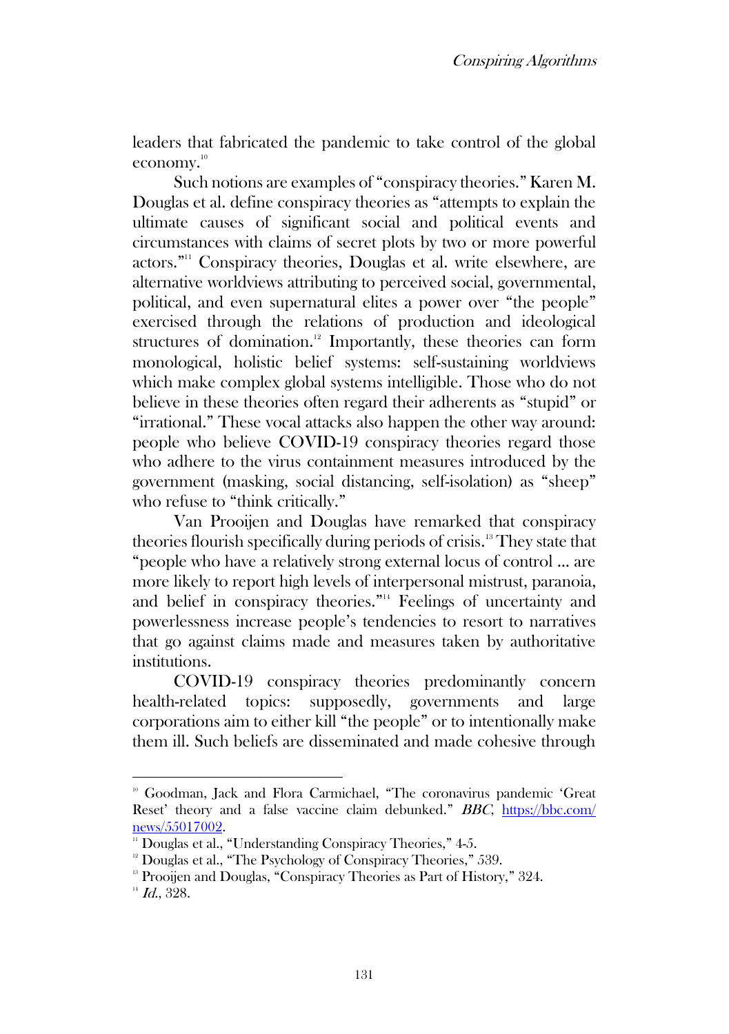leaders that fabricated the pandemic to take control of the global economy.[10]

Such notions are examples of "conspiracy theories." Karen M. Douglas et al. define conspiracy theories as "attempts to explain the ultimate causes of significant social and political events and circumstances with claims of secret plots by two or more powerful actors."[11] Conspiracy theories, Douglas et al. write elsewhere, are alternative worldviews attributing to perceived social, governmental, political, and even supernatural elites a power over "the people" exercised through the relations of production and ideological structures of domination.[12] Importantly, these theories can form monological, holistic belief systems: self-sustaining worldviews which make complex global systems intelligible. Those who do not believe in these theories often regard their adherents as "stupid" or "irrational." These vocal attacks also happen the other way around: people who believe COVID-19 conspiracy theories regard those who adhere to the virus containment measures introduced by the government (masking, social distancing, self-isolation) as "sheep" who refuse to "think critically."

Van Prooijen and Douglas have remarked that conspiracy theories flourish specifically during periods of crisis.[13] They state that "people who have a relatively strong external locus of control ... are more likely to report high levels of interpersonal mistrust, paranoia, and belief in conspiracy theories."[14] Feelings of uncertainty and powerlessness increase people's tendencies to resort to narratives that go against claims made and measures taken by authoritative institutions.

COVID-19 conspiracy theories predominantly concern health-related topics: supposedly, governments and large corporations aim to either kill "the people" or to intentionally make them ill. Such beliefs are disseminated and made cohesive through

---

[10] Goodman, Jack and Flora Carmichael, "The coronavirus pandemic 'Great Reset' theory and a false vaccine claim debunked." *BBC*, https://bbc.com/news/55017002.

[11] Douglas et al., "Understanding Conspiracy Theories," 4-5.

[12] Douglas et al., "The Psychology of Conspiracy Theories," 539.

[13] Prooijen and Douglas, "Conspiracy Theories as Part of History," 324.

[14] *Id.*, 328.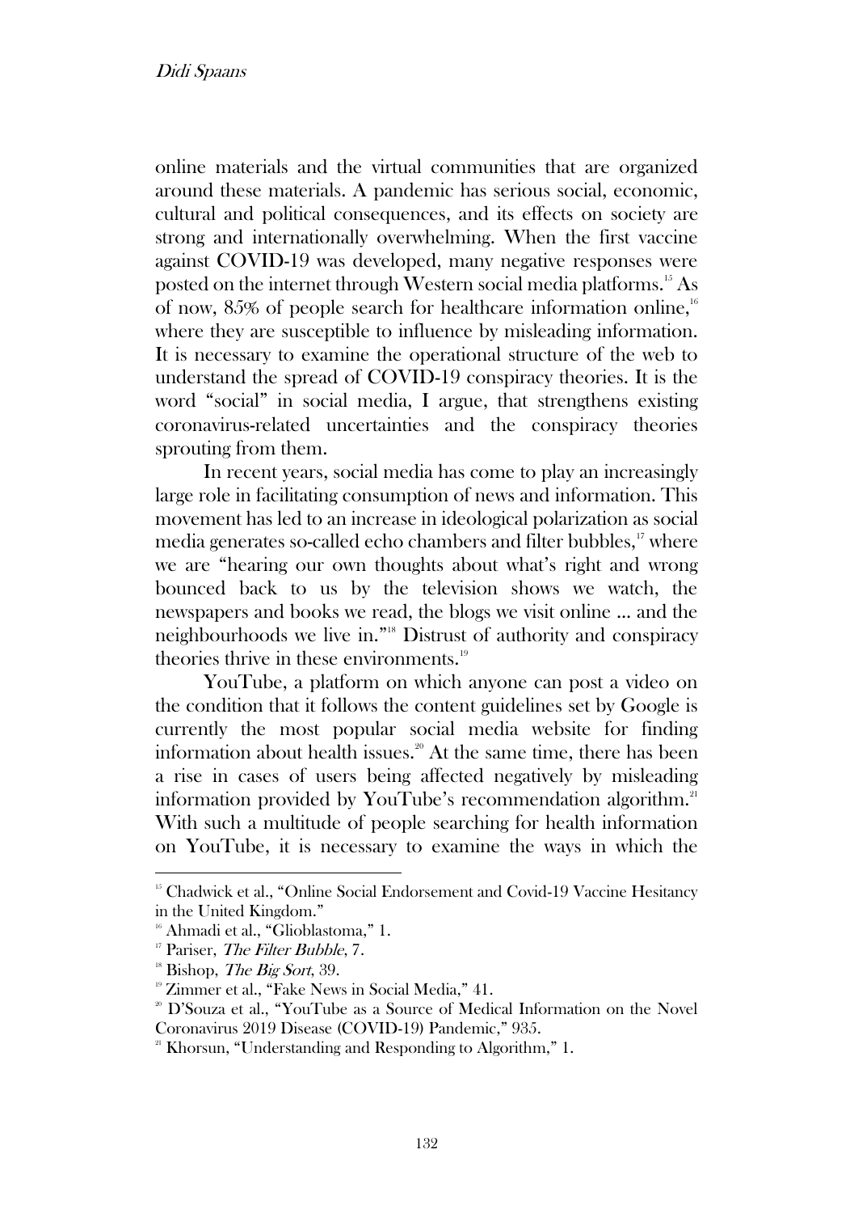online materials and the virtual communities that are organized around these materials. A pandemic has serious social, economic, cultural and political consequences, and its effects on society are strong and internationally overwhelming. When the first vaccine against COVID-19 was developed, many negative responses were posted on the internet through Western social media platforms.[15] As of now, 85% of people search for healthcare information online,[16] where they are susceptible to influence by misleading information. It is necessary to examine the operational structure of the web to understand the spread of COVID-19 conspiracy theories. It is the word "social" in social media, I argue, that strengthens existing coronavirus-related uncertainties and the conspiracy theories sprouting from them.

In recent years, social media has come to play an increasingly large role in facilitating consumption of news and information. This movement has led to an increase in ideological polarization as social media generates so-called echo chambers and filter bubbles,[17] where we are "hearing our own thoughts about what's right and wrong bounced back to us by the television shows we watch, the newspapers and books we read, the blogs we visit online ... and the neighbourhoods we live in."[18] Distrust of authority and conspiracy theories thrive in these environments.[19]

YouTube, a platform on which anyone can post a video on the condition that it follows the content guidelines set by Google is currently the most popular social media website for finding information about health issues.[20] At the same time, there has been a rise in cases of users being affected negatively by misleading information provided by YouTube's recommendation algorithm.[21] With such a multitude of people searching for health information on YouTube, it is necessary to examine the ways in which the

---

[15] Chadwick et al., "Online Social Endorsement and Covid-19 Vaccine Hesitancy in the United Kingdom."

[16] Ahmadi et al., "Glioblastoma," 1.

[17] Pariser, *The Filter Bubble*, 7.

[18] Bishop, *The Big Sort*, 39.

[19] Zimmer et al., "Fake News in Social Media," 41.

[20] D'Souza et al., "YouTube as a Source of Medical Information on the Novel Coronavirus 2019 Disease (COVID-19) Pandemic," 935.

[21] Khorsun, "Understanding and Responding to Algorithm," 1.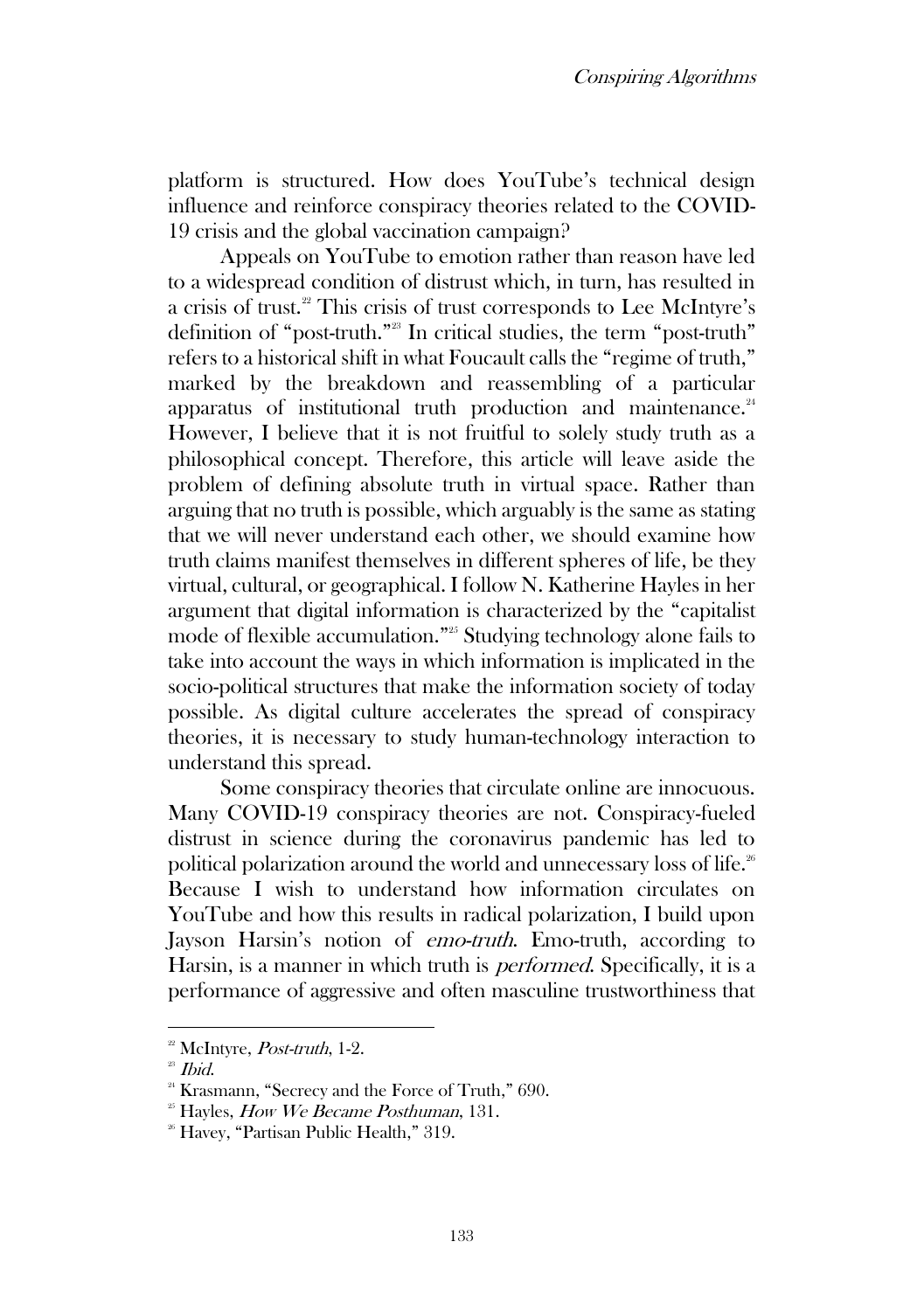platform is structured. How does YouTube's technical design influence and reinforce conspiracy theories related to the COVID-19 crisis and the global vaccination campaign?

Appeals on YouTube to emotion rather than reason have led to a widespread condition of distrust which, in turn, has resulted in a crisis of trust.[22] This crisis of trust corresponds to Lee McIntyre's definition of "post-truth."[23] In critical studies, the term "post-truth" refers to a historical shift in what Foucault calls the "regime of truth," marked by the breakdown and reassembling of a particular apparatus of institutional truth production and maintenance.[24] However, I believe that it is not fruitful to solely study truth as a philosophical concept. Therefore, this article will leave aside the problem of defining absolute truth in virtual space. Rather than arguing that no truth is possible, which arguably is the same as stating that we will never understand each other, we should examine how truth claims manifest themselves in different spheres of life, be they virtual, cultural, or geographical. I follow N. Katherine Hayles in her argument that digital information is characterized by the "capitalist mode of flexible accumulation."[25] Studying technology alone fails to take into account the ways in which information is implicated in the socio-political structures that make the information society of today possible. As digital culture accelerates the spread of conspiracy theories, it is necessary to study human-technology interaction to understand this spread.

Some conspiracy theories that circulate online are innocuous. Many COVID-19 conspiracy theories are not. Conspiracy-fueled distrust in science during the coronavirus pandemic has led to political polarization around the world and unnecessary loss of life.[26] Because I wish to understand how information circulates on YouTube and how this results in radical polarization, I build upon Jayson Harsin's notion of *emo-truth*. Emo-truth, according to Harsin, is a manner in which truth is *performed*. Specifically, it is a performance of aggressive and often masculine trustworthiness that

---

[22] McIntyre, *Post-truth*, 1-2.

[23] *Ibid.*

[24] Krasmann, "Secrecy and the Force of Truth," 690.

[25] Hayles, *How We Became Posthuman*, 131.

[26] Havey, "Partisan Public Health," 319.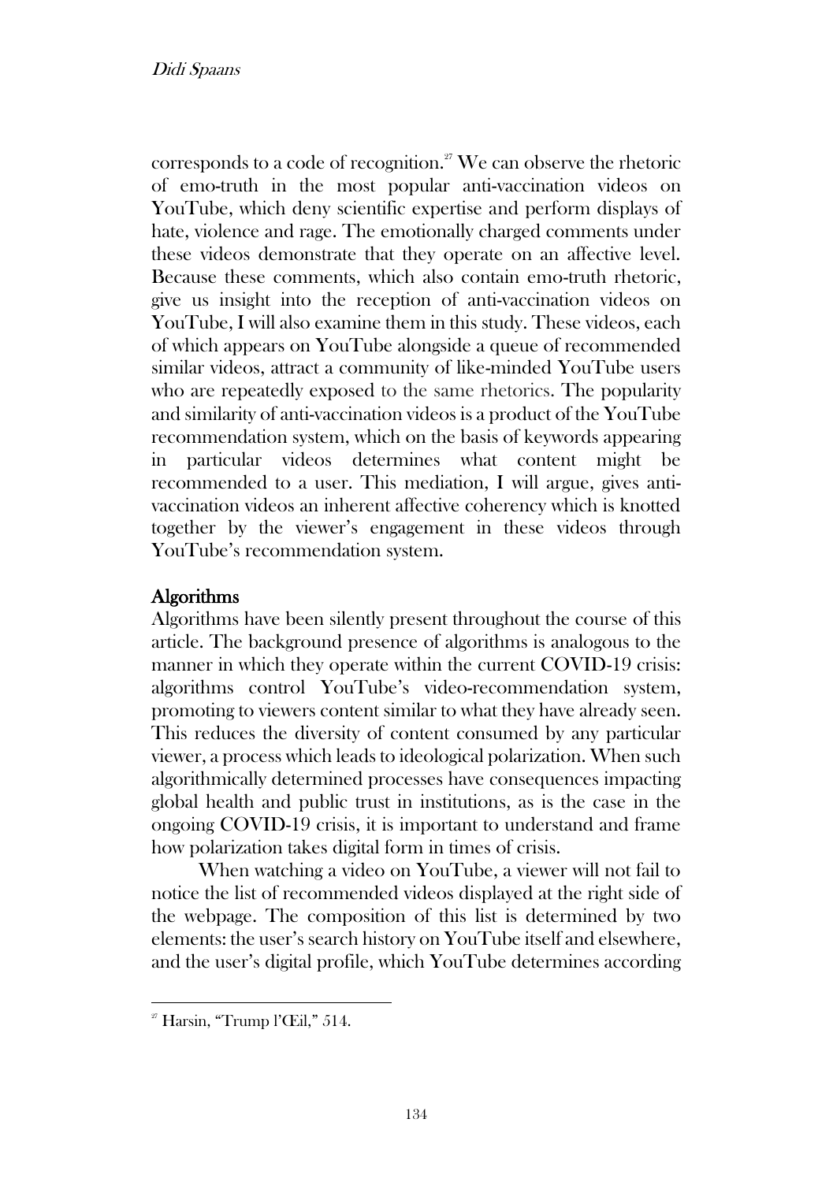corresponds to a code of recognition.[27] We can observe the rhetoric of emo-truth in the most popular anti-vaccination videos on YouTube, which deny scientific expertise and perform displays of hate, violence and rage. The emotionally charged comments under these videos demonstrate that they operate on an affective level. Because these comments, which also contain emo-truth rhetoric, give us insight into the reception of anti-vaccination videos on YouTube, I will also examine them in this study. These videos, each of which appears on YouTube alongside a queue of recommended similar videos, attract a community of like-minded YouTube users who are repeatedly exposed to the same rhetorics. The popularity and similarity of anti-vaccination videos is a product of the YouTube recommendation system, which on the basis of keywords appearing in particular videos determines what content might be recommended to a user. This mediation, I will argue, gives anti-vaccination videos an inherent affective coherency which is knotted together by the viewer's engagement in these videos through YouTube's recommendation system.

## Algorithms

Algorithms have been silently present throughout the course of this article. The background presence of algorithms is analogous to the manner in which they operate within the current COVID-19 crisis: algorithms control YouTube's video-recommendation system, promoting to viewers content similar to what they have already seen. This reduces the diversity of content consumed by any particular viewer, a process which leads to ideological polarization. When such algorithmically determined processes have consequences impacting global health and public trust in institutions, as is the case in the ongoing COVID-19 crisis, it is important to understand and frame how polarization takes digital form in times of crisis.

When watching a video on YouTube, a viewer will not fail to notice the list of recommended videos displayed at the right side of the webpage. The composition of this list is determined by two elements: the user's search history on YouTube itself and elsewhere, and the user's digital profile, which YouTube determines according

---

[27] Harsin, "Trump l'Œil," 514.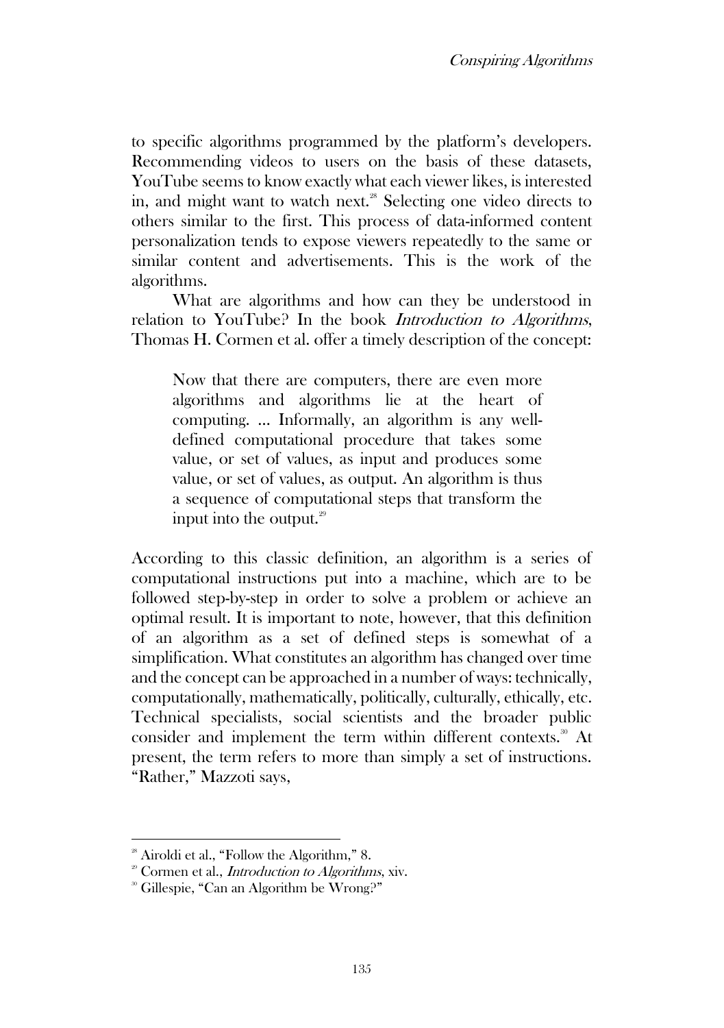to specific algorithms programmed by the platform's developers. Recommending videos to users on the basis of these datasets, YouTube seems to know exactly what each viewer likes, is interested in, and might want to watch next.[28] Selecting one video directs to others similar to the first. This process of data-informed content personalization tends to expose viewers repeatedly to the same or similar content and advertisements. This is the work of the algorithms.

What are algorithms and how can they be understood in relation to YouTube? In the book *Introduction to Algorithms*, Thomas H. Cormen et al. offer a timely description of the concept:

> Now that there are computers, there are even more algorithms and algorithms lie at the heart of computing. ... Informally, an algorithm is any well-defined computational procedure that takes some value, or set of values, as input and produces some value, or set of values, as output. An algorithm is thus a sequence of computational steps that transform the input into the output.[29]

According to this classic definition, an algorithm is a series of computational instructions put into a machine, which are to be followed step-by-step in order to solve a problem or achieve an optimal result. It is important to note, however, that this definition of an algorithm as a set of defined steps is somewhat of a simplification. What constitutes an algorithm has changed over time and the concept can be approached in a number of ways: technically, computationally, mathematically, politically, culturally, ethically, etc. Technical specialists, social scientists and the broader public consider and implement the term within different contexts.[30] At present, the term refers to more than simply a set of instructions. "Rather," Mazzoti says,

---

[28] Airoldi et al., "Follow the Algorithm," 8.

[29] Cormen et al., *Introduction to Algorithms*, xiv.

[30] Gillespie, "Can an Algorithm be Wrong?"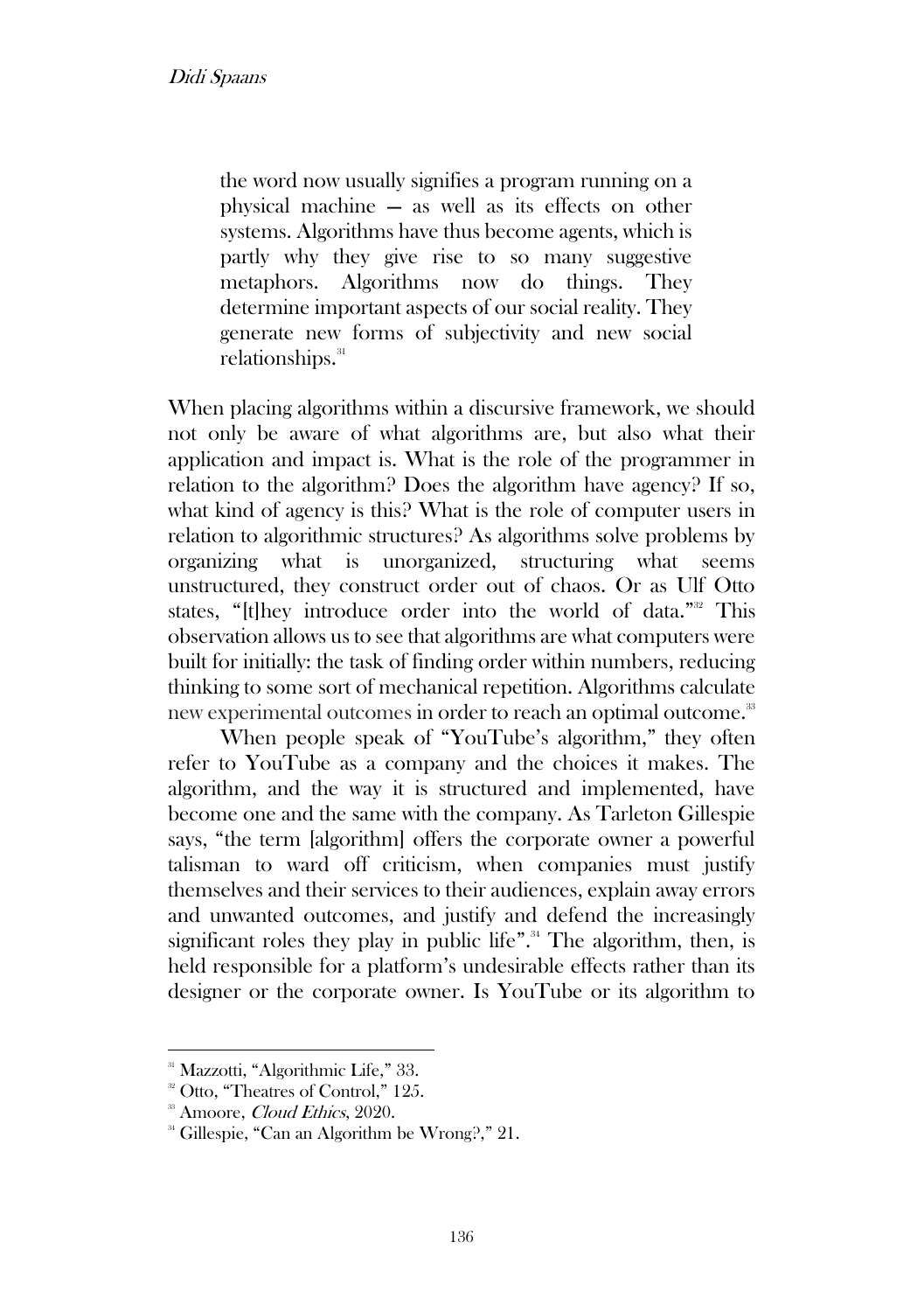> the word now usually signifies a program running on a physical machine — as well as its effects on other systems. Algorithms have thus become agents, which is partly why they give rise to so many suggestive metaphors. Algorithms now do things. They determine important aspects of our social reality. They generate new forms of subjectivity and new social relationships.[31]

When placing algorithms within a discursive framework, we should not only be aware of what algorithms are, but also what their application and impact is. What is the role of the programmer in relation to the algorithm? Does the algorithm have agency? If so, what kind of agency is this? What is the role of computer users in relation to algorithmic structures? As algorithms solve problems by organizing what is unorganized, structuring what seems unstructured, they construct order out of chaos. Or as Ulf Otto states, "[t]hey introduce order into the world of data."[32] This observation allows us to see that algorithms are what computers were built for initially: the task of finding order within numbers, reducing thinking to some sort of mechanical repetition. Algorithms calculate new experimental outcomes in order to reach an optimal outcome.[33]

When people speak of "YouTube's algorithm," they often refer to YouTube as a company and the choices it makes. The algorithm, and the way it is structured and implemented, have become one and the same with the company. As Tarleton Gillespie says, "the term [algorithm] offers the corporate owner a powerful talisman to ward off criticism, when companies must justify themselves and their services to their audiences, explain away errors and unwanted outcomes, and justify and defend the increasingly significant roles they play in public life".[34] The algorithm, then, is held responsible for a platform's undesirable effects rather than its designer or the corporate owner. Is YouTube or its algorithm to

---

[31] Mazzotti, "Algorithmic Life," 33.

[32] Otto, "Theatres of Control," 125.

[33] Amoore, *Cloud Ethics*, 2020.

[34] Gillespie, "Can an Algorithm be Wrong?," 21.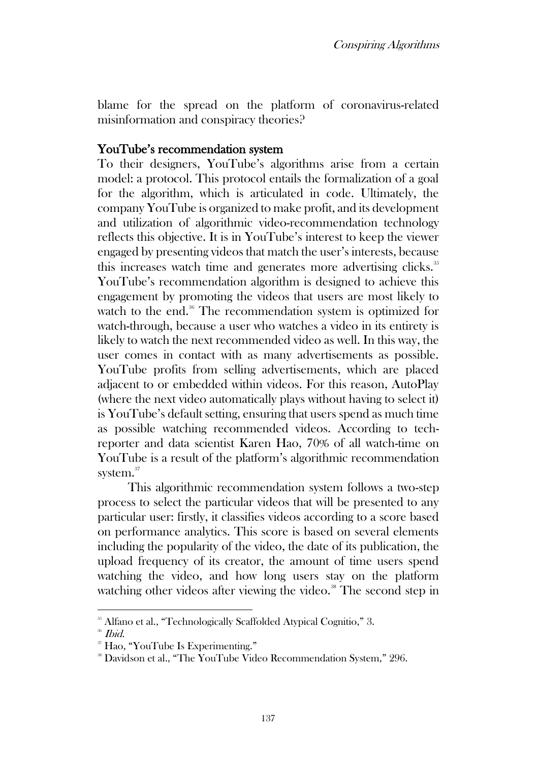blame for the spread on the platform of coronavirus-related misinformation and conspiracy theories?

## YouTube's recommendation system

To their designers, YouTube's algorithms arise from a certain model: a protocol. This protocol entails the formalization of a goal for the algorithm, which is articulated in code. Ultimately, the company YouTube is organized to make profit, and its development and utilization of algorithmic video-recommendation technology reflects this objective. It is in YouTube's interest to keep the viewer engaged by presenting videos that match the user's interests, because this increases watch time and generates more advertising clicks.[35] YouTube's recommendation algorithm is designed to achieve this engagement by promoting the videos that users are most likely to watch to the end.[36] The recommendation system is optimized for watch-through, because a user who watches a video in its entirety is likely to watch the next recommended video as well. In this way, the user comes in contact with as many advertisements as possible. YouTube profits from selling advertisements, which are placed adjacent to or embedded within videos. For this reason, AutoPlay (where the next video automatically plays without having to select it) is YouTube's default setting, ensuring that users spend as much time as possible watching recommended videos. According to tech-reporter and data scientist Karen Hao, 70% of all watch-time on YouTube is a result of the platform's algorithmic recommendation system.[37]

This algorithmic recommendation system follows a two-step process to select the particular videos that will be presented to any particular user: firstly, it classifies videos according to a score based on performance analytics. This score is based on several elements including the popularity of the video, the date of its publication, the upload frequency of its creator, the amount of time users spend watching the video, and how long users stay on the platform watching other videos after viewing the video.[38] The second step in

---

[35] Alfano et al., "Technologically Scaffolded Atypical Cognitio," 3.

[36] *Ibid.*

[37] Hao, "YouTube Is Experimenting."

[38] Davidson et al., "The YouTube Video Recommendation System," 296.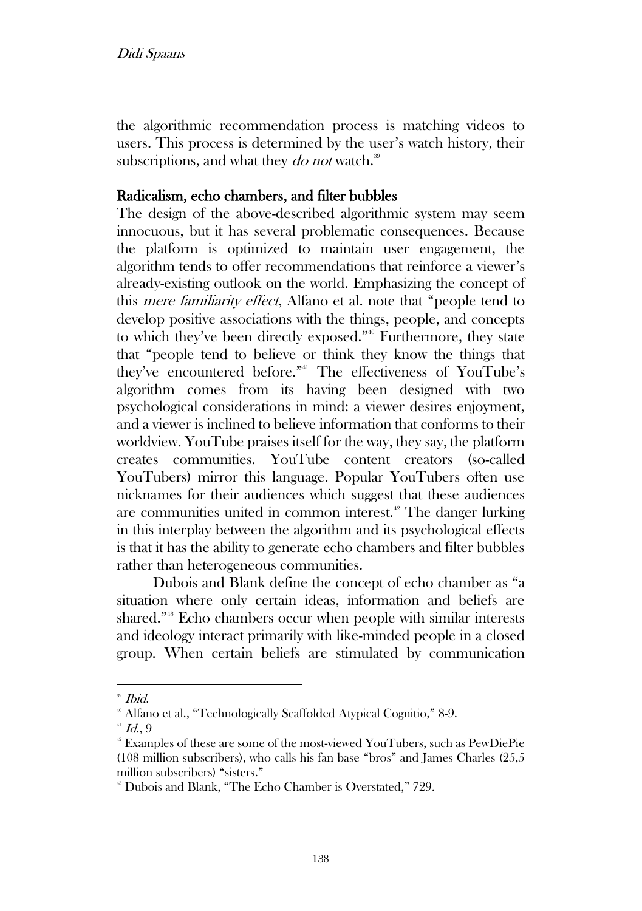the algorithmic recommendation process is matching videos to users. This process is determined by the user's watch history, their subscriptions, and what they *do not* watch.[39]

## Radicalism, echo chambers, and filter bubbles

The design of the above-described algorithmic system may seem innocuous, but it has several problematic consequences. Because the platform is optimized to maintain user engagement, the algorithm tends to offer recommendations that reinforce a viewer's already-existing outlook on the world. Emphasizing the concept of this *mere familiarity effect*, Alfano et al. note that "people tend to develop positive associations with the things, people, and concepts to which they've been directly exposed."[40] Furthermore, they state that "people tend to believe or think they know the things that they've encountered before."[41] The effectiveness of YouTube's algorithm comes from its having been designed with two psychological considerations in mind: a viewer desires enjoyment, and a viewer is inclined to believe information that conforms to their worldview. YouTube praises itself for the way, they say, the platform creates communities. YouTube content creators (so-called YouTubers) mirror this language. Popular YouTubers often use nicknames for their audiences which suggest that these audiences are communities united in common interest.[42] The danger lurking in this interplay between the algorithm and its psychological effects is that it has the ability to generate echo chambers and filter bubbles rather than heterogeneous communities.

Dubois and Blank define the concept of echo chamber as "a situation where only certain ideas, information and beliefs are shared."[43] Echo chambers occur when people with similar interests and ideology interact primarily with like-minded people in a closed group. When certain beliefs are stimulated by communication

---

[39] *Ibid.*

[40] Alfano et al., "Technologically Scaffolded Atypical Cognitio," 8-9.

[41] *Id.*, 9

[42] Examples of these are some of the most-viewed YouTubers, such as PewDiePie (108 million subscribers), who calls his fan base "bros" and James Charles (25,5 million subscribers) "sisters."

[43] Dubois and Blank, "The Echo Chamber is Overstated," 729.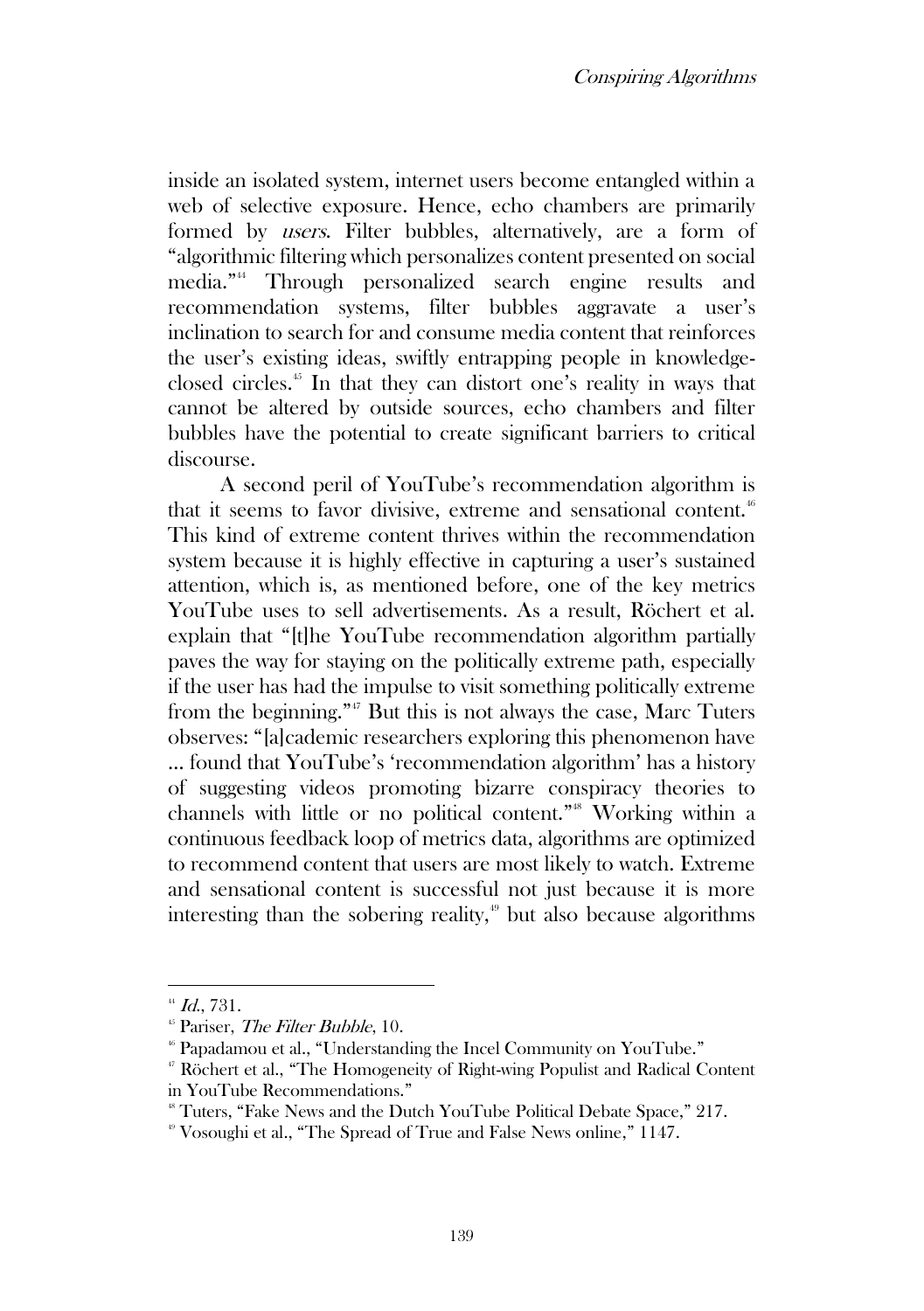inside an isolated system, internet users become entangled within a web of selective exposure. Hence, echo chambers are primarily formed by *users*. Filter bubbles, alternatively, are a form of "algorithmic filtering which personalizes content presented on social media."[44] Through personalized search engine results and recommendation systems, filter bubbles aggravate a user's inclination to search for and consume media content that reinforces the user's existing ideas, swiftly entrapping people in knowledge-closed circles.[45] In that they can distort one's reality in ways that cannot be altered by outside sources, echo chambers and filter bubbles have the potential to create significant barriers to critical discourse.

A second peril of YouTube's recommendation algorithm is that it seems to favor divisive, extreme and sensational content.[46] This kind of extreme content thrives within the recommendation system because it is highly effective in capturing a user's sustained attention, which is, as mentioned before, one of the key metrics YouTube uses to sell advertisements. As a result, Röchert et al. explain that "[t]he YouTube recommendation algorithm partially paves the way for staying on the politically extreme path, especially if the user has had the impulse to visit something politically extreme from the beginning."[47] But this is not always the case, Marc Tuters observes: "[a]cademic researchers exploring this phenomenon have ... found that YouTube's 'recommendation algorithm' has a history of suggesting videos promoting bizarre conspiracy theories to channels with little or no political content."[48] Working within a continuous feedback loop of metrics data, algorithms are optimized to recommend content that users are most likely to watch. Extreme and sensational content is successful not just because it is more interesting than the sobering reality,[49] but also because algorithms

---

[44] *Id.*, 731.

[45] Pariser, *The Filter Bubble*, 10.

[46] Papadamou et al., "Understanding the Incel Community on YouTube."

[47] Röchert et al., "The Homogeneity of Right-wing Populist and Radical Content in YouTube Recommendations."

[48] Tuters, "Fake News and the Dutch YouTube Political Debate Space," 217.

[49] Vosoughi et al., "The Spread of True and False News online," 1147.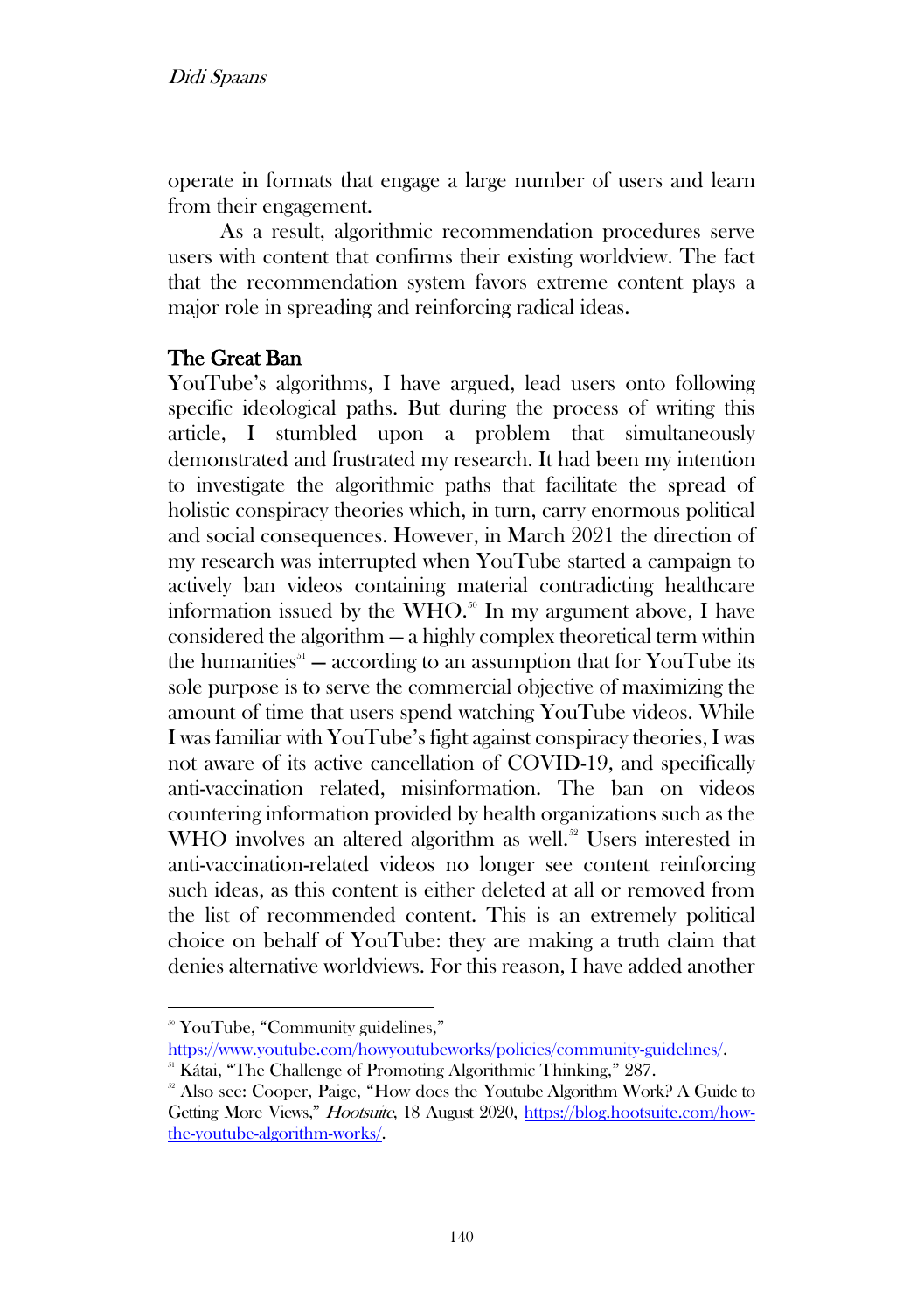operate in formats that engage a large number of users and learn from their engagement.

As a result, algorithmic recommendation procedures serve users with content that confirms their existing worldview. The fact that the recommendation system favors extreme content plays a major role in spreading and reinforcing radical ideas.

## The Great Ban

YouTube's algorithms, I have argued, lead users onto following specific ideological paths. But during the process of writing this article, I stumbled upon a problem that simultaneously demonstrated and frustrated my research. It had been my intention to investigate the algorithmic paths that facilitate the spread of holistic conspiracy theories which, in turn, carry enormous political and social consequences. However, in March 2021 the direction of my research was interrupted when YouTube started a campaign to actively ban videos containing material contradicting healthcare information issued by the WHO.[50] In my argument above, I have considered the algorithm — a highly complex theoretical term within the humanities[51] — according to an assumption that for YouTube its sole purpose is to serve the commercial objective of maximizing the amount of time that users spend watching YouTube videos. While I was familiar with YouTube's fight against conspiracy theories, I was not aware of its active cancellation of COVID-19, and specifically anti-vaccination related, misinformation. The ban on videos countering information provided by health organizations such as the WHO involves an altered algorithm as well.[52] Users interested in anti-vaccination-related videos no longer see content reinforcing such ideas, as this content is either deleted at all or removed from the list of recommended content. This is an extremely political choice on behalf of YouTube: they are making a truth claim that denies alternative worldviews. For this reason, I have added another

---

[50] YouTube, "Community guidelines," https://www.youtube.com/howyoutubeworks/policies/community-guidelines/.

[51] Kátai, "The Challenge of Promoting Algorithmic Thinking," 287.

[52] Also see: Cooper, Paige, "How does the Youtube Algorithm Work? A Guide to Getting More Views," *Hootsuite*, 18 August 2020, https://blog.hootsuite.com/how-the-youtube-algorithm-works/.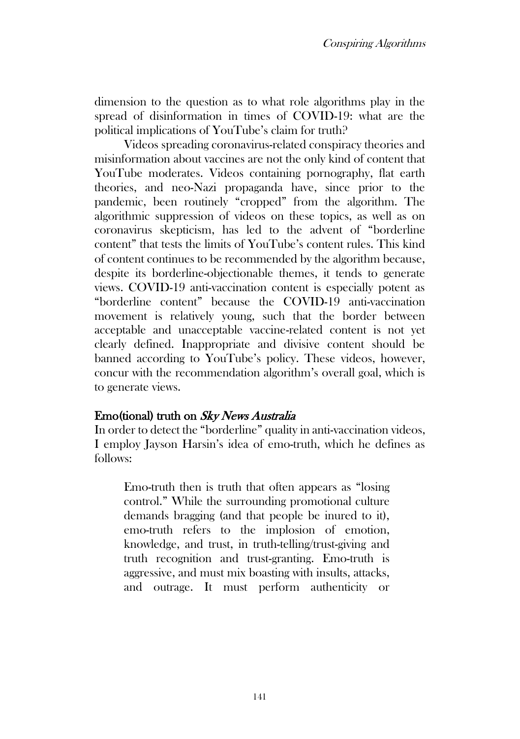dimension to the question as to what role algorithms play in the spread of disinformation in times of COVID-19: what are the political implications of YouTube's claim for truth?

Videos spreading coronavirus-related conspiracy theories and misinformation about vaccines are not the only kind of content that YouTube moderates. Videos containing pornography, flat earth theories, and neo-Nazi propaganda have, since prior to the pandemic, been routinely "cropped" from the algorithm. The algorithmic suppression of videos on these topics, as well as on coronavirus skepticism, has led to the advent of "borderline content" that tests the limits of YouTube's content rules. This kind of content continues to be recommended by the algorithm because, despite its borderline-objectionable themes, it tends to generate views. COVID-19 anti-vaccination content is especially potent as "borderline content" because the COVID-19 anti-vaccination movement is relatively young, such that the border between acceptable and unacceptable vaccine-related content is not yet clearly defined. Inappropriate and divisive content should be banned according to YouTube's policy. These videos, however, concur with the recommendation algorithm's overall goal, which is to generate views.

## Emo(tional) truth on *Sky News Australia*

In order to detect the "borderline" quality in anti-vaccination videos, I employ Jayson Harsin's idea of emo-truth, which he defines as follows:

> Emo-truth then is truth that often appears as "losing control." While the surrounding promotional culture demands bragging (and that people be inured to it), emo-truth refers to the implosion of emotion, knowledge, and trust, in truth-telling/trust-giving and truth recognition and trust-granting. Emo-truth is aggressive, and must mix boasting with insults, attacks, and outrage. It must perform authenticity or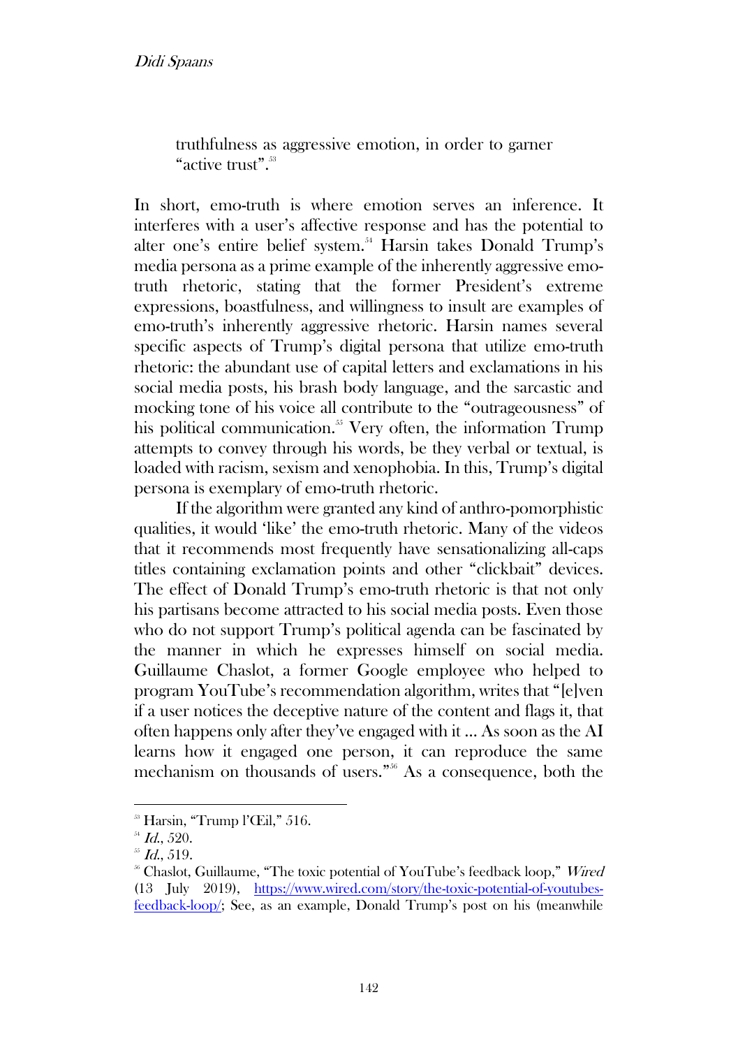truthfulness as aggressive emotion, in order to garner "active trust".[53]

In short, emo-truth is where emotion serves an inference. It interferes with a user's affective response and has the potential to alter one's entire belief system.[54] Harsin takes Donald Trump's media persona as a prime example of the inherently aggressive emo-truth rhetoric, stating that the former President's extreme expressions, boastfulness, and willingness to insult are examples of emo-truth's inherently aggressive rhetoric. Harsin names several specific aspects of Trump's digital persona that utilize emo-truth rhetoric: the abundant use of capital letters and exclamations in his social media posts, his brash body language, and the sarcastic and mocking tone of his voice all contribute to the "outrageousness" of his political communication.[55] Very often, the information Trump attempts to convey through his words, be they verbal or textual, is loaded with racism, sexism and xenophobia. In this, Trump's digital persona is exemplary of emo-truth rhetoric.

If the algorithm were granted any kind of anthro-pomorphistic qualities, it would 'like' the emo-truth rhetoric. Many of the videos that it recommends most frequently have sensationalizing all-caps titles containing exclamation points and other "clickbait" devices. The effect of Donald Trump's emo-truth rhetoric is that not only his partisans become attracted to his social media posts. Even those who do not support Trump's political agenda can be fascinated by the manner in which he expresses himself on social media. Guillaume Chaslot, a former Google employee who helped to program YouTube's recommendation algorithm, writes that "[e]ven if a user notices the deceptive nature of the content and flags it, that often happens only after they've engaged with it … As soon as the AI learns how it engaged one person, it can reproduce the same mechanism on thousands of users."[56] As a consequence, both the

---

[53] Harsin, "Trump l'Œil," 516.

[54] *Id.*, 520.

[55] *Id.*, 519.

[56] Chaslot, Guillaume, "The toxic potential of YouTube's feedback loop," *Wired* (13 July 2019), https://www.wired.com/story/the-toxic-potential-of-youtubes-feedback-loop/; See, as an example, Donald Trump's post on his (meanwhile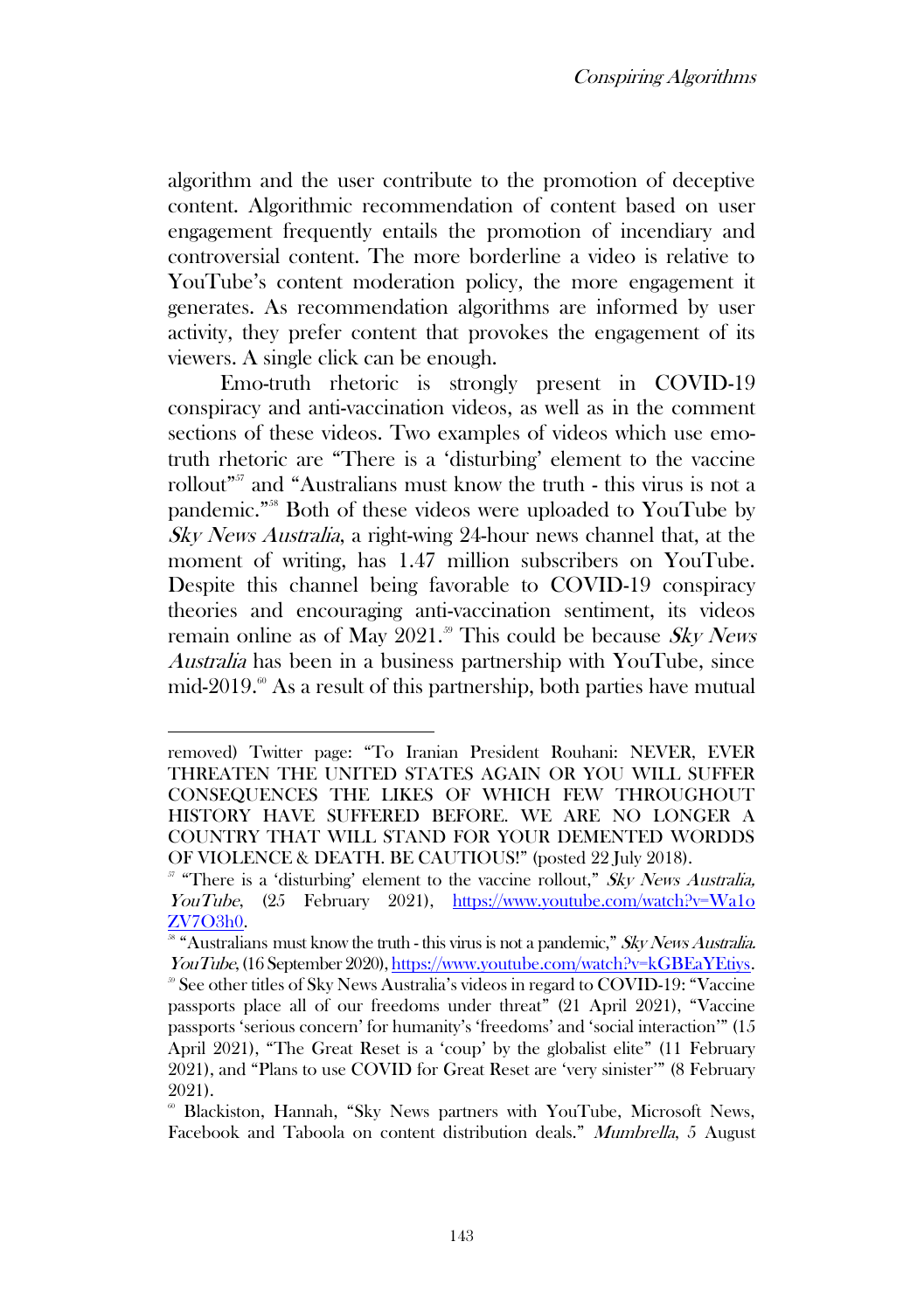algorithm and the user contribute to the promotion of deceptive content. Algorithmic recommendation of content based on user engagement frequently entails the promotion of incendiary and controversial content. The more borderline a video is relative to YouTube's content moderation policy, the more engagement it generates. As recommendation algorithms are informed by user activity, they prefer content that provokes the engagement of its viewers. A single click can be enough.

Emo-truth rhetoric is strongly present in COVID-19 conspiracy and anti-vaccination videos, as well as in the comment sections of these videos. Two examples of videos which use emo-truth rhetoric are "There is a 'disturbing' element to the vaccine rollout"[57] and "Australians must know the truth - this virus is not a pandemic."[58] Both of these videos were uploaded to YouTube by *Sky News Australia*, a right-wing 24-hour news channel that, at the moment of writing, has 1.47 million subscribers on YouTube. Despite this channel being favorable to COVID-19 conspiracy theories and encouraging anti-vaccination sentiment, its videos remain online as of May 2021.[59] This could be because *Sky News Australia* has been in a business partnership with YouTube, since mid-2019.[60] As a result of this partnership, both parties have mutual

---

removed) Twitter page: "To Iranian President Rouhani: NEVER, EVER THREATEN THE UNITED STATES AGAIN OR YOU WILL SUFFER CONSEQUENCES THE LIKES OF WHICH FEW THROUGHOUT HISTORY HAVE SUFFERED BEFORE. WE ARE NO LONGER A COUNTRY THAT WILL STAND FOR YOUR DEMENTED WORDDS OF VIOLENCE & DEATH. BE CAUTIOUS!" (posted 22 July 2018).

[57] "There is a 'disturbing' element to the vaccine rollout," *Sky News Australia, YouTube*, (25 February 2021), https://www.youtube.com/watch?v=Wa1oZV7O3h0.

[58] "Australians must know the truth - this virus is not a pandemic," *Sky News Australia. YouTube*, (16 September 2020), https://www.youtube.com/watch?v=kGBEaYEtiys.

[59] See other titles of Sky News Australia's videos in regard to COVID-19: "Vaccine passports place all of our freedoms under threat" (21 April 2021), "Vaccine passports 'serious concern' for humanity's 'freedoms' and 'social interaction'" (15 April 2021), "The Great Reset is a 'coup' by the globalist elite" (11 February 2021), and "Plans to use COVID for Great Reset are 'very sinister'" (8 February 2021).

[60] Blackiston, Hannah, "Sky News partners with YouTube, Microsoft News, Facebook and Taboola on content distribution deals." *Mumbrella*, 5 August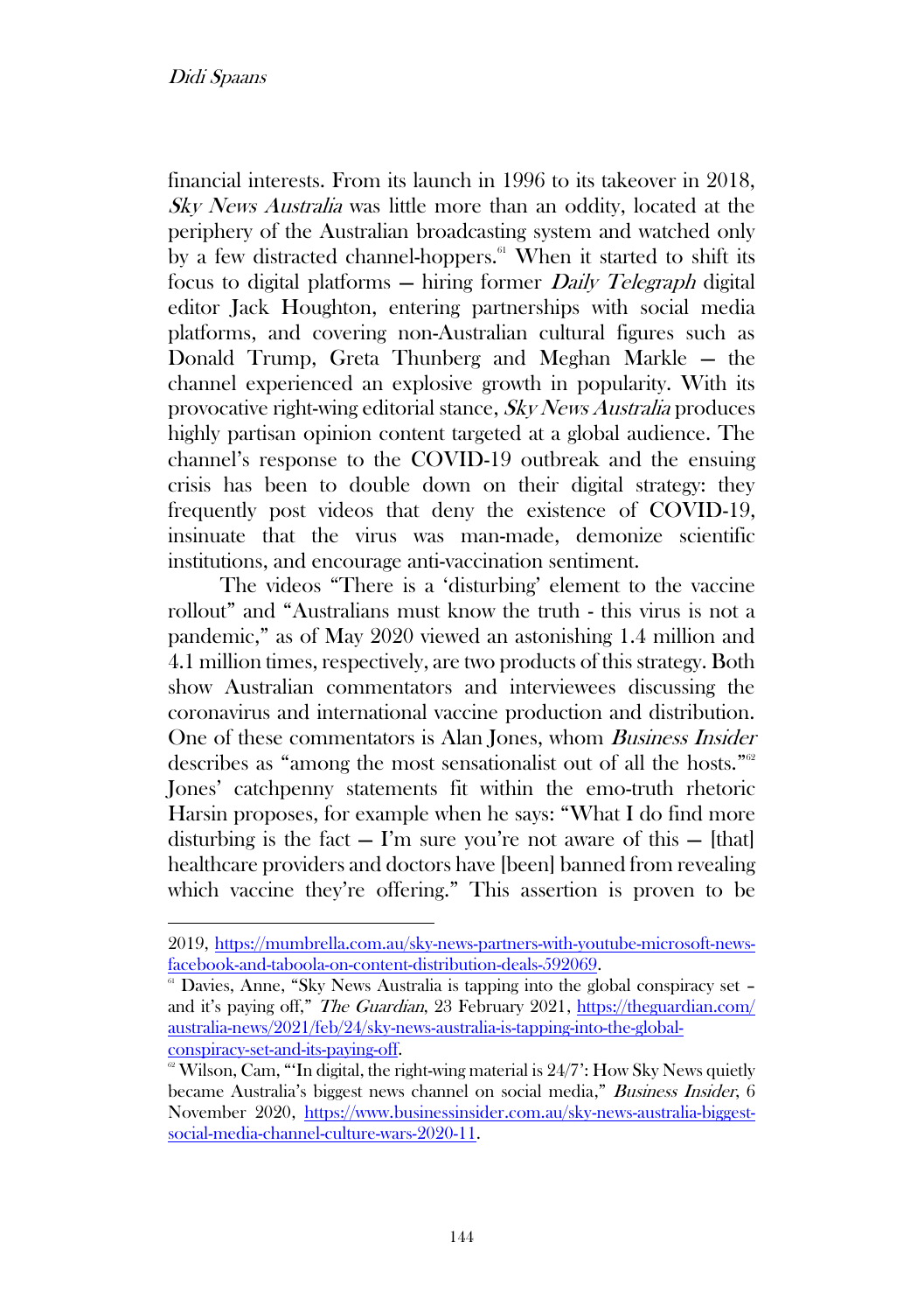financial interests. From its launch in 1996 to its takeover in 2018, *Sky News Australia* was little more than an oddity, located at the periphery of the Australian broadcasting system and watched only by a few distracted channel-hoppers.[61] When it started to shift its focus to digital platforms — hiring former *Daily Telegraph* digital editor Jack Houghton, entering partnerships with social media platforms, and covering non-Australian cultural figures such as Donald Trump, Greta Thunberg and Meghan Markle — the channel experienced an explosive growth in popularity. With its provocative right-wing editorial stance, *Sky News Australia* produces highly partisan opinion content targeted at a global audience. The channel's response to the COVID-19 outbreak and the ensuing crisis has been to double down on their digital strategy: they frequently post videos that deny the existence of COVID-19, insinuate that the virus was man-made, demonize scientific institutions, and encourage anti-vaccination sentiment.

The videos "There is a 'disturbing' element to the vaccine rollout" and "Australians must know the truth - this virus is not a pandemic," as of May 2020 viewed an astonishing 1.4 million and 4.1 million times, respectively, are two products of this strategy. Both show Australian commentators and interviewees discussing the coronavirus and international vaccine production and distribution. One of these commentators is Alan Jones, whom *Business Insider* describes as "among the most sensationalist out of all the hosts."[62] Jones' catchpenny statements fit within the emo-truth rhetoric Harsin proposes, for example when he says: "What I do find more disturbing is the fact — I'm sure you're not aware of this — [that] healthcare providers and doctors have [been] banned from revealing which vaccine they're offering." This assertion is proven to be

---

2019, https://mumbrella.com.au/sky-news-partners-with-youtube-microsoft-news-facebook-and-taboola-on-content-distribution-deals-592069.

[61] Davies, Anne, "Sky News Australia is tapping into the global conspiracy set – and it's paying off," *The Guardian*, 23 February 2021, https://theguardian.com/australia-news/2021/feb/24/sky-news-australia-is-tapping-into-the-global-conspiracy-set-and-its-paying-off.

[62] Wilson, Cam, "'In digital, the right-wing material is 24/7': How Sky News quietly became Australia's biggest news channel on social media," *Business Insider*, 6 November 2020, https://www.businessinsider.com.au/sky-news-australia-biggest-social-media-channel-culture-wars-2020-11.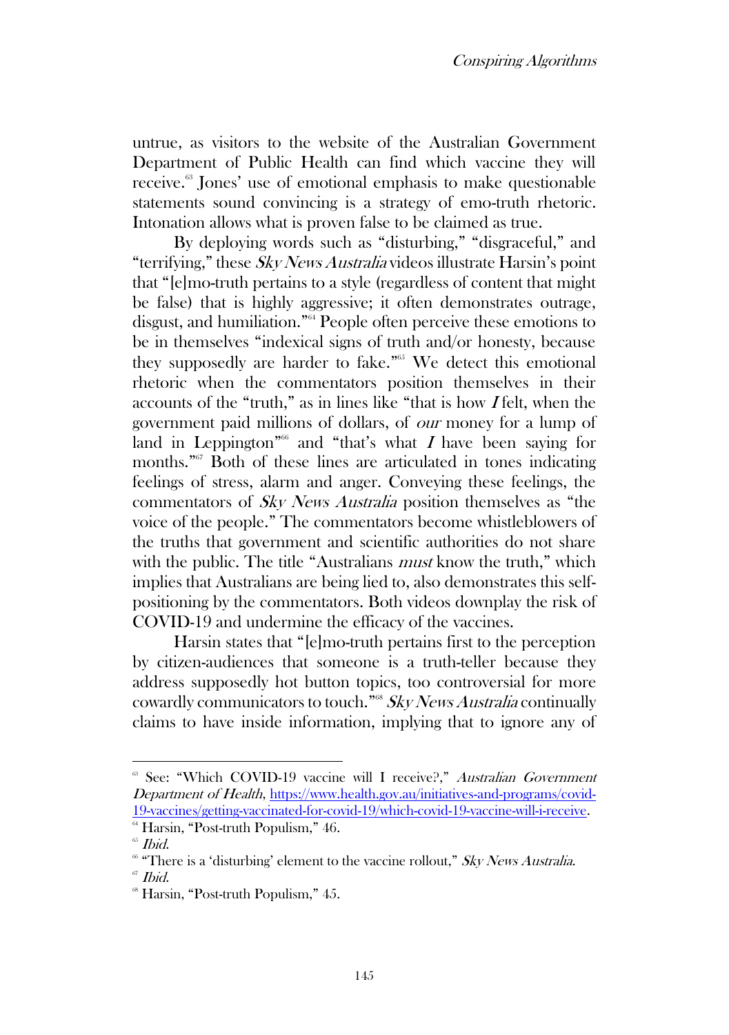untrue, as visitors to the website of the Australian Government Department of Public Health can find which vaccine they will receive.[63] Jones' use of emotional emphasis to make questionable statements sound convincing is a strategy of emo-truth rhetoric. Intonation allows what is proven false to be claimed as true.

By deploying words such as "disturbing," "disgraceful," and "terrifying," these *Sky News Australia* videos illustrate Harsin's point that "[e]mo-truth pertains to a style (regardless of content that might be false) that is highly aggressive; it often demonstrates outrage, disgust, and humiliation."[64] People often perceive these emotions to be in themselves "indexical signs of truth and/or honesty, because they supposedly are harder to fake."[65] We detect this emotional rhetoric when the commentators position themselves in their accounts of the "truth," as in lines like "that is how *I* felt, when the government paid millions of dollars, of *our* money for a lump of land in Leppington"[66] and "that's what *I* have been saying for months."[67] Both of these lines are articulated in tones indicating feelings of stress, alarm and anger. Conveying these feelings, the commentators of *Sky News Australia* position themselves as "the voice of the people." The commentators become whistleblowers of the truths that government and scientific authorities do not share with the public. The title "Australians *must* know the truth," which implies that Australians are being lied to, also demonstrates this self-positioning by the commentators. Both videos downplay the risk of COVID-19 and undermine the efficacy of the vaccines.

Harsin states that "[e]mo-truth pertains first to the perception by citizen-audiences that someone is a truth-teller because they address supposedly hot button topics, too controversial for more cowardly communicators to touch."[68] *Sky News Australia* continually claims to have inside information, implying that to ignore any of

---

[63] See: "Which COVID-19 vaccine will I receive?," *Australian Government Department of Health*, https://www.health.gov.au/initiatives-and-programs/covid-19-vaccines/getting-vaccinated-for-covid-19/which-covid-19-vaccine-will-i-receive.

[64] Harsin, "Post-truth Populism," 46.

[65] *Ibid.*

[66] "There is a 'disturbing' element to the vaccine rollout," *Sky News Australia*.

[67] *Ibid.*

[68] Harsin, "Post-truth Populism," 45.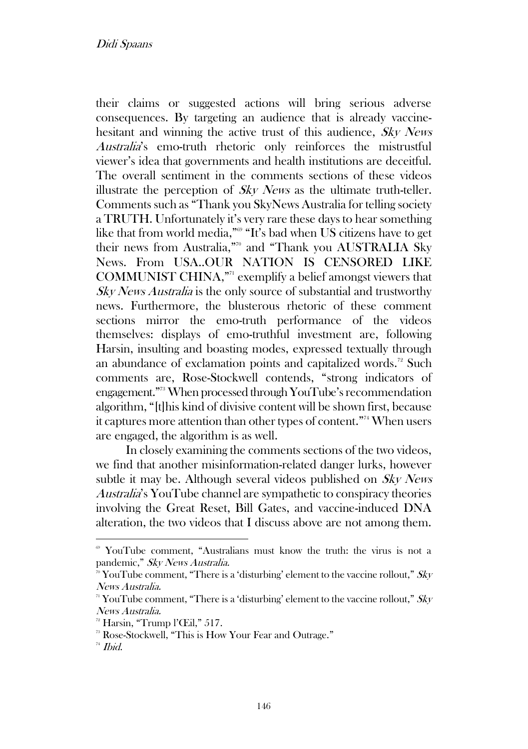their claims or suggested actions will bring serious adverse consequences. By targeting an audience that is already vaccine-hesitant and winning the active trust of this audience, *Sky News Australia*'s emo-truth rhetoric only reinforces the mistrustful viewer's idea that governments and health institutions are deceitful. The overall sentiment in the comments sections of these videos illustrate the perception of *Sky News* as the ultimate truth-teller. Comments such as "Thank you SkyNews Australia for telling society a TRUTH. Unfortunately it's very rare these days to hear something like that from world media,"[69] "It's bad when US citizens have to get their news from Australia,"[70] and "Thank you AUSTRALIA Sky News. From USA..OUR NATION IS CENSORED LIKE COMMUNIST CHINA,"[71] exemplify a belief amongst viewers that *Sky News Australia* is the only source of substantial and trustworthy news. Furthermore, the blusterous rhetoric of these comment sections mirror the emo-truth performance of the videos themselves: displays of emo-truthful investment are, following Harsin, insulting and boasting modes, expressed textually through an abundance of exclamation points and capitalized words.[72] Such comments are, Rose-Stockwell contends, "strong indicators of engagement."[73] When processed through YouTube's recommendation algorithm, "[t]his kind of divisive content will be shown first, because it captures more attention than other types of content."[74] When users are engaged, the algorithm is as well.

In closely examining the comments sections of the two videos, we find that another misinformation-related danger lurks, however subtle it may be. Although several videos published on *Sky News Australia*'s YouTube channel are sympathetic to conspiracy theories involving the Great Reset, Bill Gates, and vaccine-induced DNA alteration, the two videos that I discuss above are not among them.

---

[69] YouTube comment, "Australians must know the truth: the virus is not a pandemic," *Sky News Australia.*

[70] YouTube comment, "There is a 'disturbing' element to the vaccine rollout," *Sky News Australia.*

[71] YouTube comment, "There is a 'disturbing' element to the vaccine rollout," *Sky News Australia.*

[72] Harsin, "Trump l'Œil," 517.

[73] Rose-Stockwell, "This is How Your Fear and Outrage."

[74] *Ibid.*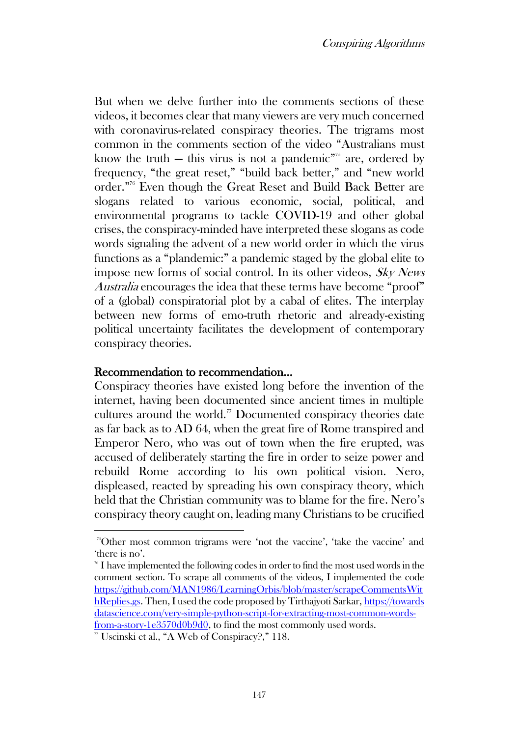But when we delve further into the comments sections of these videos, it becomes clear that many viewers are very much concerned with coronavirus-related conspiracy theories. The trigrams most common in the comments section of the video "Australians must know the truth – this virus is not a pandemic"[75] are, ordered by frequency, "the great reset," "build back better," and "new world order."[76] Even though the Great Reset and Build Back Better are slogans related to various economic, social, political, and environmental programs to tackle COVID-19 and other global crises, the conspiracy-minded have interpreted these slogans as code words signaling the advent of a new world order in which the virus functions as a "plandemic:" a pandemic staged by the global elite to impose new forms of social control. In its other videos, *Sky News Australia* encourages the idea that these terms have become "proof" of a (global) conspiratorial plot by a cabal of elites. The interplay between new forms of emo-truth rhetoric and already-existing political uncertainty facilitates the development of contemporary conspiracy theories.

## Recommendation to recommendation...

Conspiracy theories have existed long before the invention of the internet, having been documented since ancient times in multiple cultures around the world.[77] Documented conspiracy theories date as far back as to AD 64, when the great fire of Rome transpired and Emperor Nero, who was out of town when the fire erupted, was accused of deliberately starting the fire in order to seize power and rebuild Rome according to his own political vision. Nero, displeased, reacted by spreading his own conspiracy theory, which held that the Christian community was to blame for the fire. Nero's conspiracy theory caught on, leading many Christians to be crucified

---

[75] Other most common trigrams were 'not the vaccine', 'take the vaccine' and 'there is no'.

[76] I have implemented the following codes in order to find the most used words in the comment section. To scrape all comments of the videos, I implemented the code https://github.com/MAN1986/LearningOrbis/blob/master/scrapeCommentsWithReplies.gs. Then, I used the code proposed by Tirthajyoti Sarkar, https://towardsdatascience.com/very-simple-python-script-for-extracting-most-common-words-from-a-story-1e3570d0b9d0, to find the most commonly used words.

[77] Uscinski et al., "A Web of Conspiracy?," 118.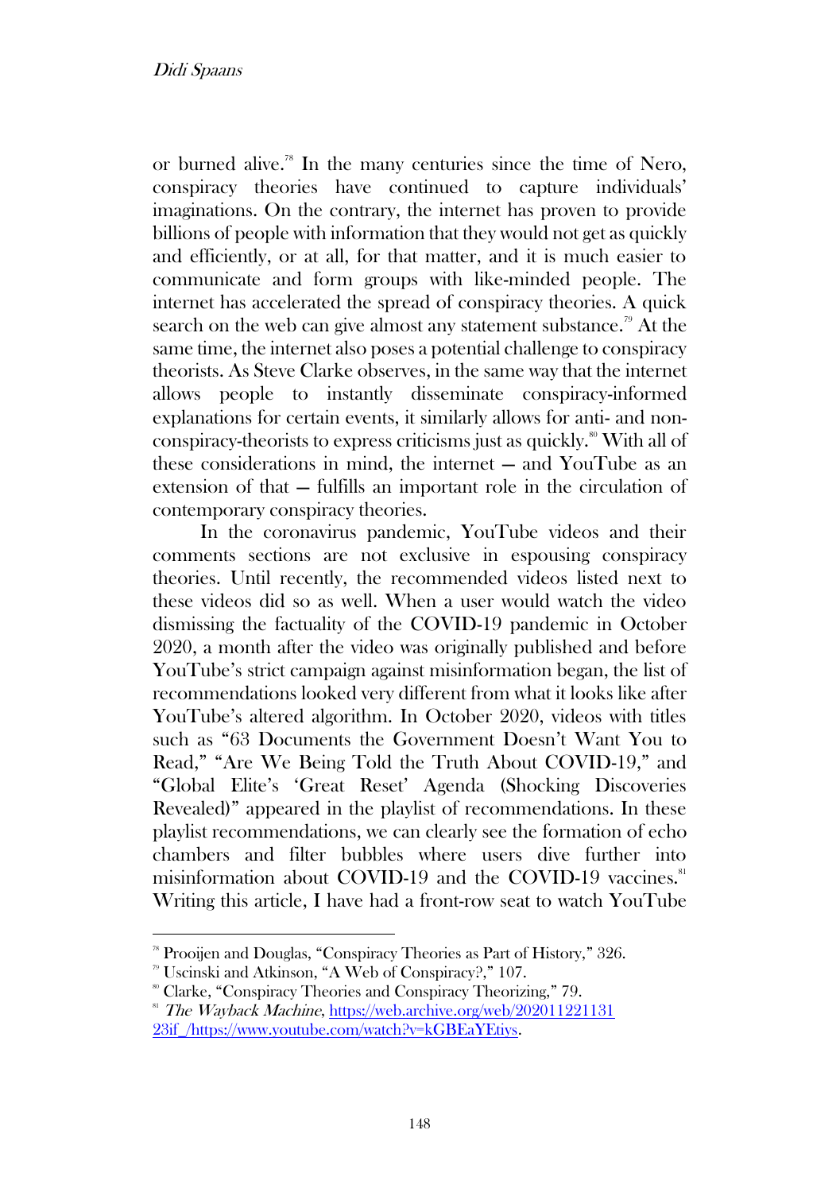or burned alive.[78] In the many centuries since the time of Nero, conspiracy theories have continued to capture individuals' imaginations. On the contrary, the internet has proven to provide billions of people with information that they would not get as quickly and efficiently, or at all, for that matter, and it is much easier to communicate and form groups with like-minded people. The internet has accelerated the spread of conspiracy theories. A quick search on the web can give almost any statement substance.[79] At the same time, the internet also poses a potential challenge to conspiracy theorists. As Steve Clarke observes, in the same way that the internet allows people to instantly disseminate conspiracy-informed explanations for certain events, it similarly allows for anti- and non-conspiracy-theorists to express criticisms just as quickly.[80] With all of these considerations in mind, the internet — and YouTube as an extension of that — fulfills an important role in the circulation of contemporary conspiracy theories.

In the coronavirus pandemic, YouTube videos and their comments sections are not exclusive in espousing conspiracy theories. Until recently, the recommended videos listed next to these videos did so as well. When a user would watch the video dismissing the factuality of the COVID-19 pandemic in October 2020, a month after the video was originally published and before YouTube's strict campaign against misinformation began, the list of recommendations looked very different from what it looks like after YouTube's altered algorithm. In October 2020, videos with titles such as "63 Documents the Government Doesn't Want You to Read," "Are We Being Told the Truth About COVID-19," and "Global Elite's 'Great Reset' Agenda (Shocking Discoveries Revealed)" appeared in the playlist of recommendations. In these playlist recommendations, we can clearly see the formation of echo chambers and filter bubbles where users dive further into misinformation about COVID-19 and the COVID-19 vaccines.[81] Writing this article, I have had a front-row seat to watch YouTube

---

[78] Prooijen and Douglas, "Conspiracy Theories as Part of History," 326.

[79] Uscinski and Atkinson, "A Web of Conspiracy?," 107.

[80] Clarke, "Conspiracy Theories and Conspiracy Theorizing," 79.

[81] *The Wayback Machine*, https://web.archive.org/web/20201122113123if_/https://www.youtube.com/watch?v=kGBEaYEtiys.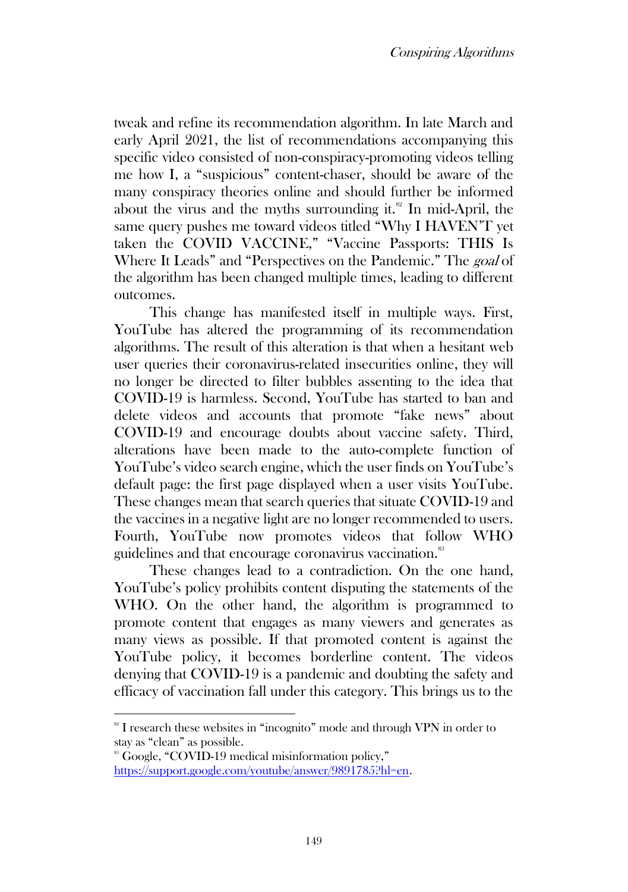tweak and refine its recommendation algorithm. In late March and early April 2021, the list of recommendations accompanying this specific video consisted of non-conspiracy-promoting videos telling me how I, a "suspicious" content-chaser, should be aware of the many conspiracy theories online and should further be informed about the virus and the myths surrounding it.[82] In mid-April, the same query pushes me toward videos titled "Why I HAVEN'T yet taken the COVID VACCINE," "Vaccine Passports: THIS Is Where It Leads" and "Perspectives on the Pandemic." The *goal* of the algorithm has been changed multiple times, leading to different outcomes.

This change has manifested itself in multiple ways. First, YouTube has altered the programming of its recommendation algorithms. The result of this alteration is that when a hesitant web user queries their coronavirus-related insecurities online, they will no longer be directed to filter bubbles assenting to the idea that COVID-19 is harmless. Second, YouTube has started to ban and delete videos and accounts that promote "fake news" about COVID-19 and encourage doubts about vaccine safety. Third, alterations have been made to the auto-complete function of YouTube's video search engine, which the user finds on YouTube's default page: the first page displayed when a user visits YouTube. These changes mean that search queries that situate COVID-19 and the vaccines in a negative light are no longer recommended to users. Fourth, YouTube now promotes videos that follow WHO guidelines and that encourage coronavirus vaccination.[83]

These changes lead to a contradiction. On the one hand, YouTube's policy prohibits content disputing the statements of the WHO. On the other hand, the algorithm is programmed to promote content that engages as many viewers and generates as many views as possible. If that promoted content is against the YouTube policy, it becomes borderline content. The videos denying that COVID-19 is a pandemic and doubting the safety and efficacy of vaccination fall under this category. This brings us to the

---

[82] I research these websites in "incognito" mode and through VPN in order to stay as "clean" as possible.

[83] Google, "COVID-19 medical misinformation policy," https://support.google.com/youtube/answer/9891785?hl=en.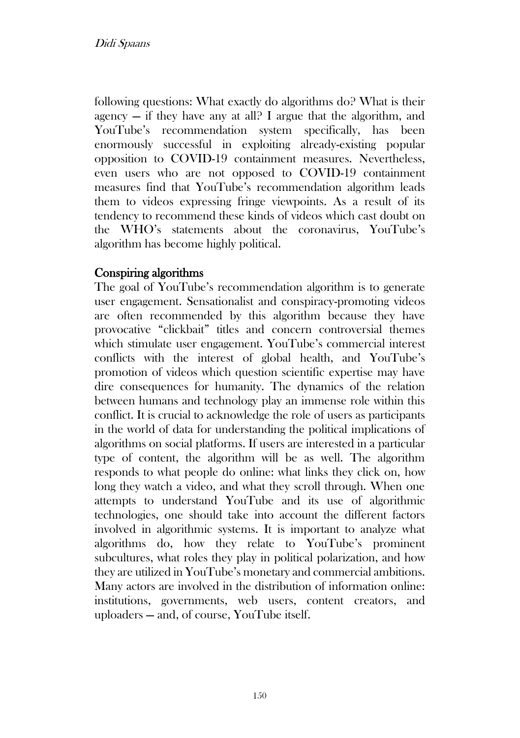following questions: What exactly do algorithms do? What is their agency — if they have any at all? I argue that the algorithm, and YouTube's recommendation system specifically, has been enormously successful in exploiting already-existing popular opposition to COVID-19 containment measures. Nevertheless, even users who are not opposed to COVID-19 containment measures find that YouTube's recommendation algorithm leads them to videos expressing fringe viewpoints. As a result of its tendency to recommend these kinds of videos which cast doubt on the WHO's statements about the coronavirus, YouTube's algorithm has become highly political.

## Conspiring algorithms

The goal of YouTube's recommendation algorithm is to generate user engagement. Sensationalist and conspiracy-promoting videos are often recommended by this algorithm because they have provocative "clickbait" titles and concern controversial themes which stimulate user engagement. YouTube's commercial interest conflicts with the interest of global health, and YouTube's promotion of videos which question scientific expertise may have dire consequences for humanity. The dynamics of the relation between humans and technology play an immense role within this conflict. It is crucial to acknowledge the role of users as participants in the world of data for understanding the political implications of algorithms on social platforms. If users are interested in a particular type of content, the algorithm will be as well. The algorithm responds to what people do online: what links they click on, how long they watch a video, and what they scroll through. When one attempts to understand YouTube and its use of algorithmic technologies, one should take into account the different factors involved in algorithmic systems. It is important to analyze what algorithms do, how they relate to YouTube's prominent subcultures, what roles they play in political polarization, and how they are utilized in YouTube's monetary and commercial ambitions. Many actors are involved in the distribution of information online: institutions, governments, web users, content creators, and uploaders — and, of course, YouTube itself.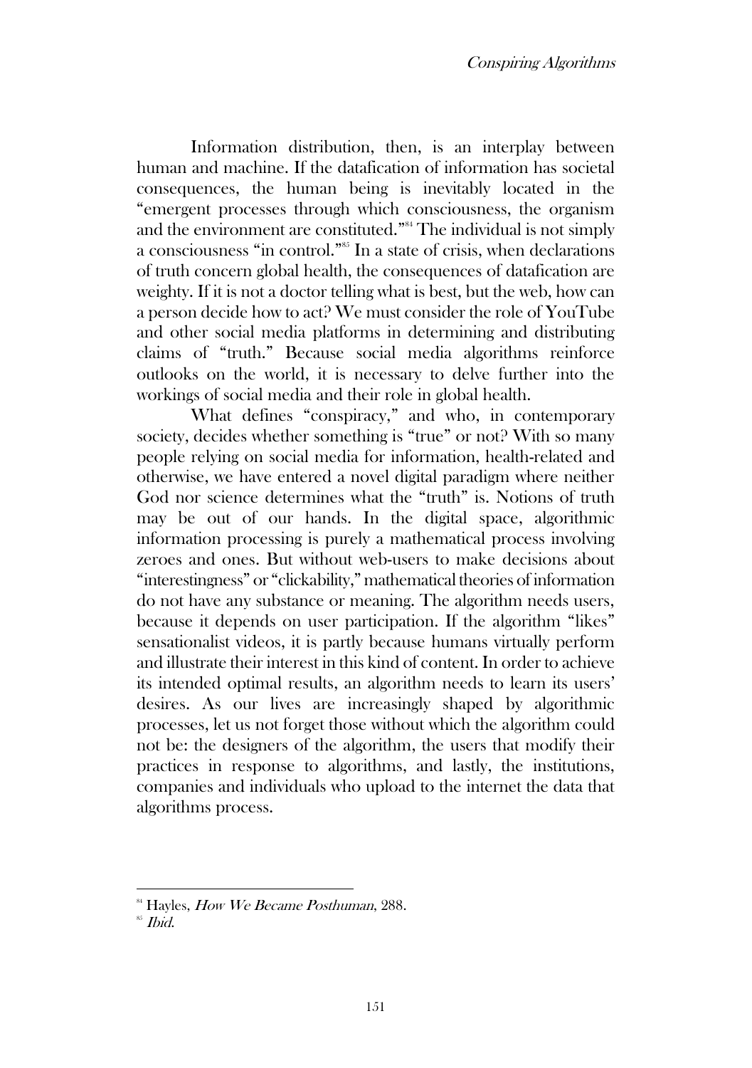Information distribution, then, is an interplay between human and machine. If the datafication of information has societal consequences, the human being is inevitably located in the "emergent processes through which consciousness, the organism and the environment are constituted."[84] The individual is not simply a consciousness "in control."[85] In a state of crisis, when declarations of truth concern global health, the consequences of datafication are weighty. If it is not a doctor telling what is best, but the web, how can a person decide how to act? We must consider the role of YouTube and other social media platforms in determining and distributing claims of "truth." Because social media algorithms reinforce outlooks on the world, it is necessary to delve further into the workings of social media and their role in global health.

What defines "conspiracy," and who, in contemporary society, decides whether something is "true" or not? With so many people relying on social media for information, health-related and otherwise, we have entered a novel digital paradigm where neither God nor science determines what the "truth" is. Notions of truth may be out of our hands. In the digital space, algorithmic information processing is purely a mathematical process involving zeroes and ones. But without web-users to make decisions about "interestingness" or "clickability," mathematical theories of information do not have any substance or meaning. The algorithm needs users, because it depends on user participation. If the algorithm "likes" sensationalist videos, it is partly because humans virtually perform and illustrate their interest in this kind of content. In order to achieve its intended optimal results, an algorithm needs to learn its users' desires. As our lives are increasingly shaped by algorithmic processes, let us not forget those without which the algorithm could not be: the designers of the algorithm, the users that modify their practices in response to algorithms, and lastly, the institutions, companies and individuals who upload to the internet the data that algorithms process.

---

[84] Hayles, *How We Became Posthuman*, 288.

[85] *Ibid.*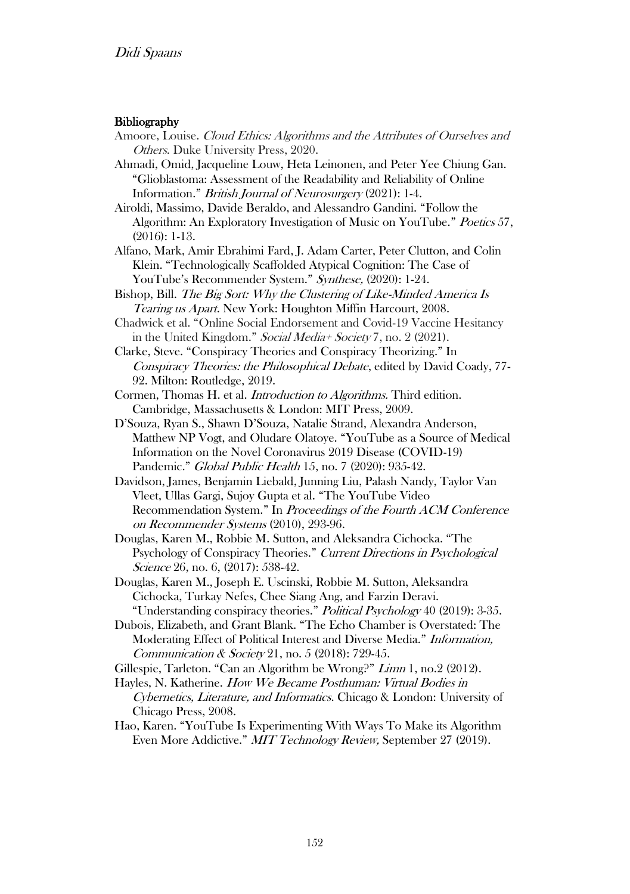## Bibliography

Amoore, Louise. *Cloud Ethics: Algorithms and the Attributes of Ourselves and Others*. Duke University Press, 2020.

Ahmadi, Omid, Jacqueline Louw, Heta Leinonen, and Peter Yee Chiung Gan. "Glioblastoma: Assessment of the Readability and Reliability of Online Information." *British Journal of Neurosurgery* (2021): 1-4.

Airoldi, Massimo, Davide Beraldo, and Alessandro Gandini. "Follow the Algorithm: An Exploratory Investigation of Music on YouTube." *Poetics* 57, (2016): 1-13.

Alfano, Mark, Amir Ebrahimi Fard, J. Adam Carter, Peter Clutton, and Colin Klein. "Technologically Scaffolded Atypical Cognition: The Case of YouTube's Recommender System." *Synthese,* (2020): 1-24.

Bishop, Bill. *The Big Sort: Why the Clustering of Like-Minded America Is Tearing us Apart*. New York: Houghton Miffin Harcourt, 2008.

Chadwick et al. "Online Social Endorsement and Covid-19 Vaccine Hesitancy in the United Kingdom." *Social Media+ Society* 7, no. 2 (2021).

Clarke, Steve. "Conspiracy Theories and Conspiracy Theorizing." In *Conspiracy Theories: the Philosophical Debate*, edited by David Coady, 77-92. Milton: Routledge, 2019.

Cormen, Thomas H. et al. *Introduction to Algorithms.* Third edition. Cambridge, Massachusetts & London: MIT Press, 2009.

D'Souza, Ryan S., Shawn D'Souza, Natalie Strand, Alexandra Anderson, Matthew NP Vogt, and Oludare Olatoye. "YouTube as a Source of Medical Information on the Novel Coronavirus 2019 Disease (COVID-19) Pandemic." *Global Public Health* 15, no. 7 (2020): 935-42.

Davidson, James, Benjamin Liebald, Junning Liu, Palash Nandy, Taylor Van Vleet, Ullas Gargi, Sujoy Gupta et al. "The YouTube Video Recommendation System." In *Proceedings of the Fourth ACM Conference on Recommender Systems* (2010), 293-96.

Douglas, Karen M., Robbie M. Sutton, and Aleksandra Cichocka. "The Psychology of Conspiracy Theories." *Current Directions in Psychological Science* 26, no. 6, (2017): 538-42.

Douglas, Karen M., Joseph E. Uscinski, Robbie M. Sutton, Aleksandra Cichocka, Turkay Nefes, Chee Siang Ang, and Farzin Deravi. "Understanding conspiracy theories." *Political Psychology* 40 (2019): 3-35.

Dubois, Elizabeth, and Grant Blank. "The Echo Chamber is Overstated: The Moderating Effect of Political Interest and Diverse Media." *Information, Communication & Society* 21, no. 5 (2018): 729-45.

Gillespie, Tarleton. "Can an Algorithm be Wrong?" *Limn* 1, no.2 (2012).

Hayles, N. Katherine. *How We Became Posthuman: Virtual Bodies in Cybernetics, Literature, and Informatics*. Chicago & London: University of Chicago Press, 2008.

Hao, Karen. "YouTube Is Experimenting With Ways To Make its Algorithm Even More Addictive." *MIT Technology Review,* September 27 (2019).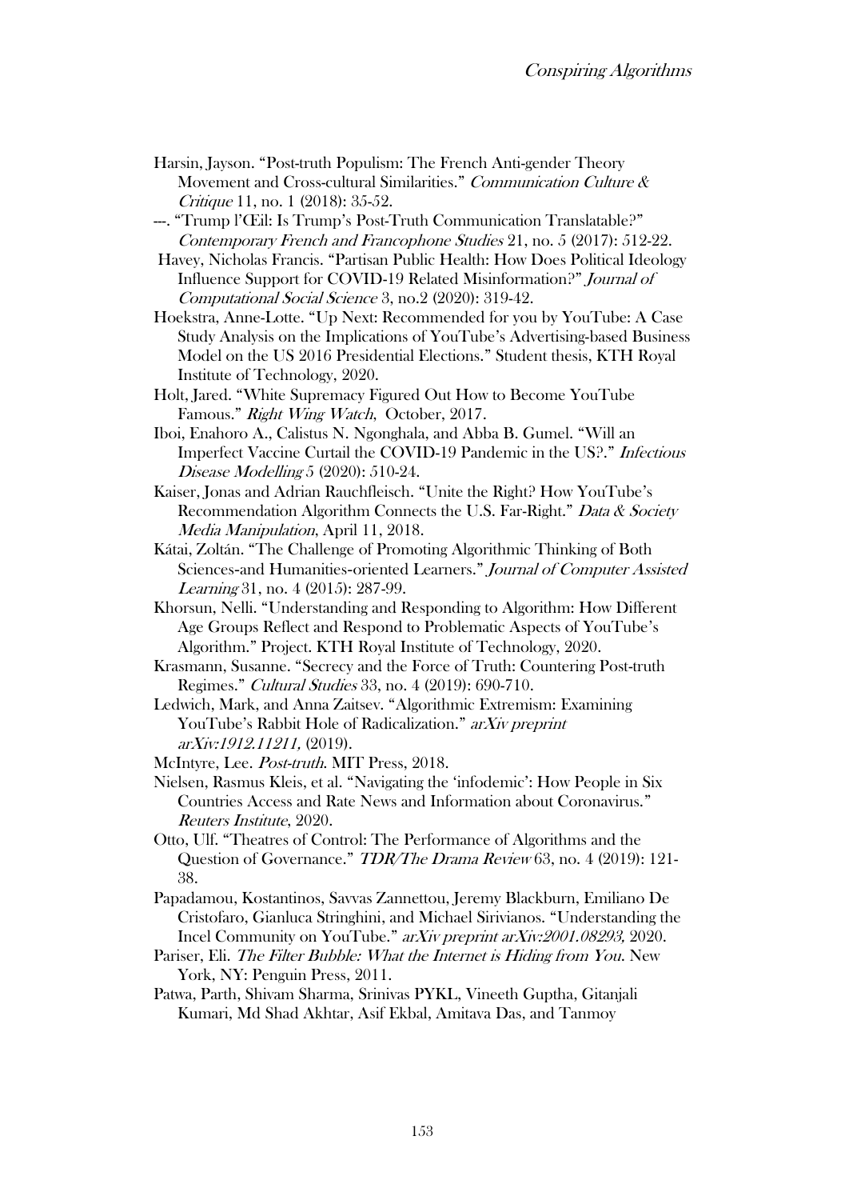Harsin, Jayson. "Post-truth Populism: The French Anti-gender Theory Movement and Cross-cultural Similarities." *Communication Culture & Critique* 11, no. 1 (2018): 35-52.

---. "Trump l'Œil: Is Trump's Post-Truth Communication Translatable?" *Contemporary French and Francophone Studies* 21, no. 5 (2017): 512-22.

Havey, Nicholas Francis. "Partisan Public Health: How Does Political Ideology Influence Support for COVID-19 Related Misinformation?" *Journal of Computational Social Science* 3, no.2 (2020): 319-42.

Hoekstra, Anne-Lotte. "Up Next: Recommended for you by YouTube: A Case Study Analysis on the Implications of YouTube's Advertising-based Business Model on the US 2016 Presidential Elections." Student thesis, KTH Royal Institute of Technology, 2020.

Holt, Jared. "White Supremacy Figured Out How to Become YouTube Famous." *Right Wing Watch*, October, 2017.

Iboi, Enahoro A., Calistus N. Ngonghala, and Abba B. Gumel. "Will an Imperfect Vaccine Curtail the COVID-19 Pandemic in the US?." *Infectious Disease Modelling* 5 (2020): 510-24.

Kaiser, Jonas and Adrian Rauchfleisch. "Unite the Right? How YouTube's Recommendation Algorithm Connects the U.S. Far-Right." *Data & Society Media Manipulation*, April 11, 2018.

Kátai, Zoltán. "The Challenge of Promoting Algorithmic Thinking of Both Sciences-and Humanities-oriented Learners." *Journal of Computer Assisted Learning* 31, no. 4 (2015): 287-99.

Khorsun, Nelli. "Understanding and Responding to Algorithm: How Different Age Groups Reflect and Respond to Problematic Aspects of YouTube's Algorithm." Project. KTH Royal Institute of Technology, 2020.

Krasmann, Susanne. "Secrecy and the Force of Truth: Countering Post-truth Regimes." *Cultural Studies* 33, no. 4 (2019): 690-710.

Ledwich, Mark, and Anna Zaitsev. "Algorithmic Extremism: Examining YouTube's Rabbit Hole of Radicalization." *arXiv preprint arXiv:1912.11211,* (2019).

McIntyre, Lee. *Post-truth*. MIT Press, 2018.

Nielsen, Rasmus Kleis, et al. "Navigating the 'infodemic': How People in Six Countries Access and Rate News and Information about Coronavirus." *Reuters Institute*, 2020.

Otto, Ulf. "Theatres of Control: The Performance of Algorithms and the Question of Governance." *TDR/The Drama Review* 63, no. 4 (2019): 121-38.

Papadamou, Kostantinos, Savvas Zannettou, Jeremy Blackburn, Emiliano De Cristofaro, Gianluca Stringhini, and Michael Sirivianos. "Understanding the Incel Community on YouTube." *arXiv preprint arXiv:2001.08293,* 2020.

Pariser, Eli. *The Filter Bubble: What the Internet is Hiding from You*. New York, NY: Penguin Press, 2011.

Patwa, Parth, Shivam Sharma, Srinivas PYKL, Vineeth Guptha, Gitanjali Kumari, Md Shad Akhtar, Asif Ekbal, Amitava Das, and Tanmoy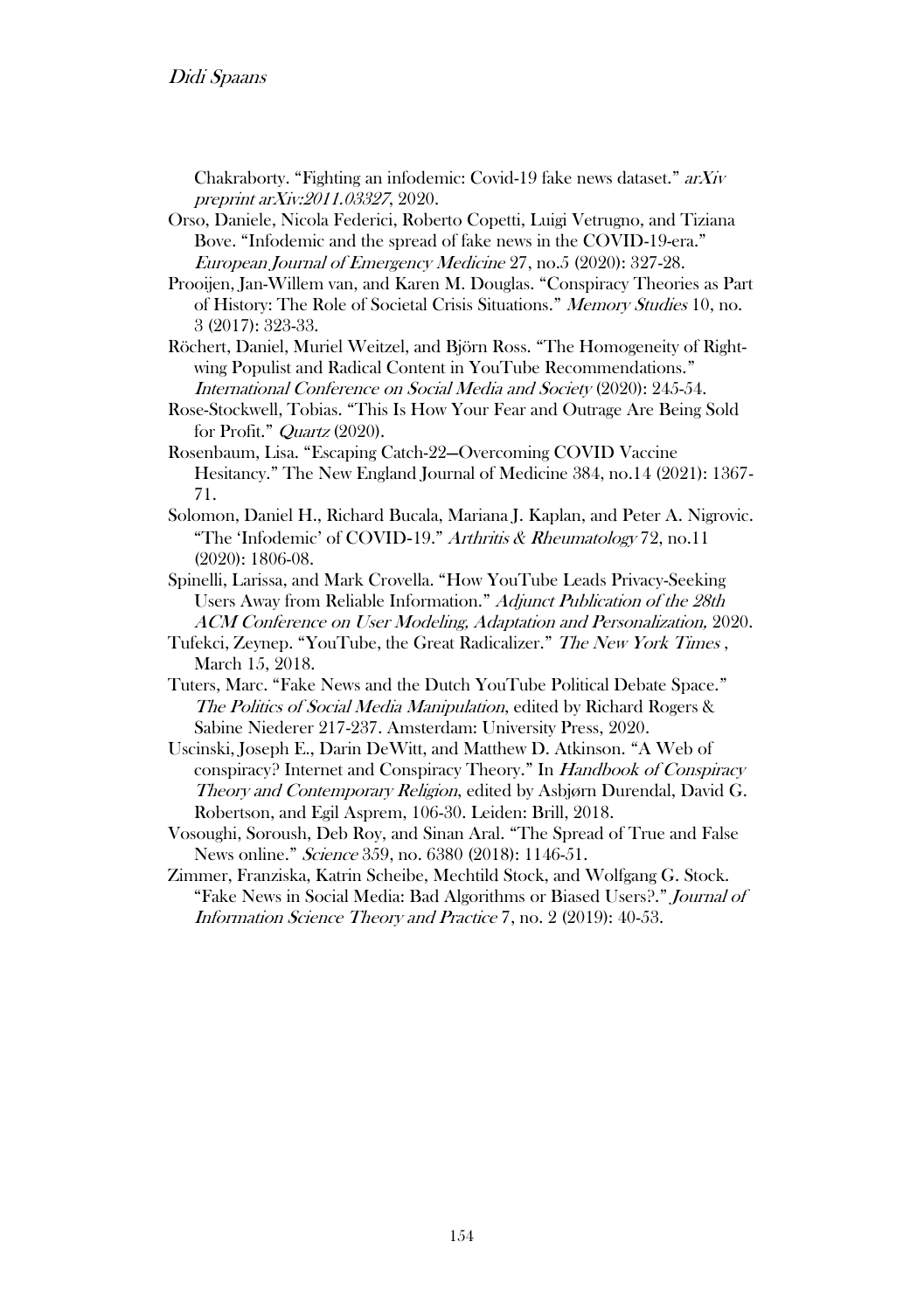Chakraborty. "Fighting an infodemic: Covid-19 fake news dataset." *arXiv preprint arXiv:2011.03327*, 2020.

Orso, Daniele, Nicola Federici, Roberto Copetti, Luigi Vetrugno, and Tiziana Bove. "Infodemic and the spread of fake news in the COVID-19-era." *European Journal of Emergency Medicine* 27, no.5 (2020): 327-28.

Prooijen, Jan-Willem van, and Karen M. Douglas. "Conspiracy Theories as Part of History: The Role of Societal Crisis Situations." *Memory Studies* 10, no. 3 (2017): 323-33.

Röchert, Daniel, Muriel Weitzel, and Björn Ross. "The Homogeneity of Right-wing Populist and Radical Content in YouTube Recommendations." *International Conference on Social Media and Society* (2020): 245-54.

Rose-Stockwell, Tobias. "This Is How Your Fear and Outrage Are Being Sold for Profit." *Quartz* (2020).

Rosenbaum, Lisa. "Escaping Catch-22—Overcoming COVID Vaccine Hesitancy." The New England Journal of Medicine 384, no.14 (2021): 1367-71.

Solomon, Daniel H., Richard Bucala, Mariana J. Kaplan, and Peter A. Nigrovic. "The 'Infodemic' of COVID-19." *Arthritis & Rheumatology* 72, no.11 (2020): 1806-08.

Spinelli, Larissa, and Mark Crovella. "How YouTube Leads Privacy-Seeking Users Away from Reliable Information." *Adjunct Publication of the 28th ACM Conference on User Modeling, Adaptation and Personalization,* 2020.

Tufekci, Zeynep. "YouTube, the Great Radicalizer." *The New York Times* , March 15, 2018.

Tuters, Marc. "Fake News and the Dutch YouTube Political Debate Space." *The Politics of Social Media Manipulation*, edited by Richard Rogers & Sabine Niederer 217-237. Amsterdam: University Press, 2020.

Uscinski, Joseph E., Darin DeWitt, and Matthew D. Atkinson. "A Web of conspiracy? Internet and Conspiracy Theory." In *Handbook of Conspiracy Theory and Contemporary Religion*, edited by Asbjørn Durendal, David G. Robertson, and Egil Asprem, 106-30. Leiden: Brill, 2018.

Vosoughi, Soroush, Deb Roy, and Sinan Aral. "The Spread of True and False News online." *Science* 359, no. 6380 (2018): 1146-51.

Zimmer, Franziska, Katrin Scheibe, Mechtild Stock, and Wolfgang G. Stock. "Fake News in Social Media: Bad Algorithms or Biased Users?." *Journal of Information Science Theory and Practice* 7, no. 2 (2019): 40-53.